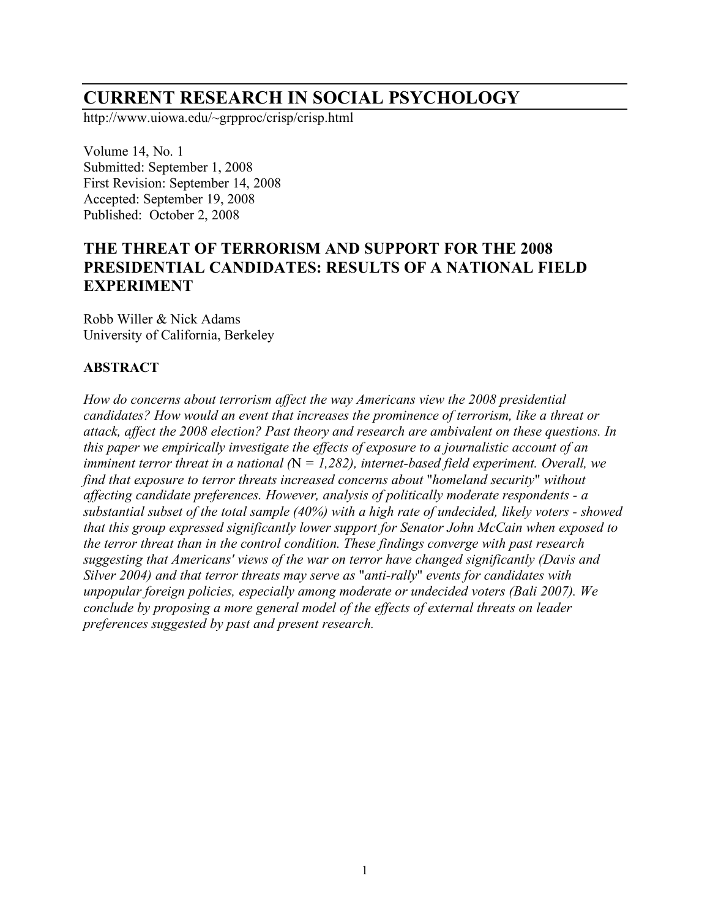# CURRENT RESEARCH IN SOCIAL PSYCHOLOGY

http://www.uiowa.edu/~grpproc/crisp/crisp.html

Volume 14, No. 1
Submitted: September 1, 2008
First Revision: September 14, 2008
Accepted: September 19, 2008
Published: October 2, 2008

## THE THREAT OF TERRORISM AND SUPPORT FOR THE 2008 PRESIDENTIAL CANDIDATES: RESULTS OF A NATIONAL FIELD EXPERIMENT

Robb Willer & Nick Adams
University of California, Berkeley

### ABSTRACT

*How do concerns about terrorism affect the way Americans view the 2008 presidential candidates? How would an event that increases the prominence of terrorism, like a threat or attack, affect the 2008 election? Past theory and research are ambivalent on these questions. In this paper we empirically investigate the effects of exposure to a journalistic account of an imminent terror threat in a national (N = 1,282), internet-based field experiment. Overall, we find that exposure to terror threats increased concerns about "homeland security" without affecting candidate preferences. However, analysis of politically moderate respondents - a substantial subset of the total sample (40%) with a high rate of undecided, likely voters - showed that this group expressed significantly lower support for Senator John McCain when exposed to the terror threat than in the control condition. These findings converge with past research suggesting that Americans' views of the war on terror have changed significantly (Davis and Silver 2004) and that terror threats may serve as "anti-rally" events for candidates with unpopular foreign policies, especially among moderate or undecided voters (Bali 2007). We conclude by proposing a more general model of the effects of external threats on leader preferences suggested by past and present research.*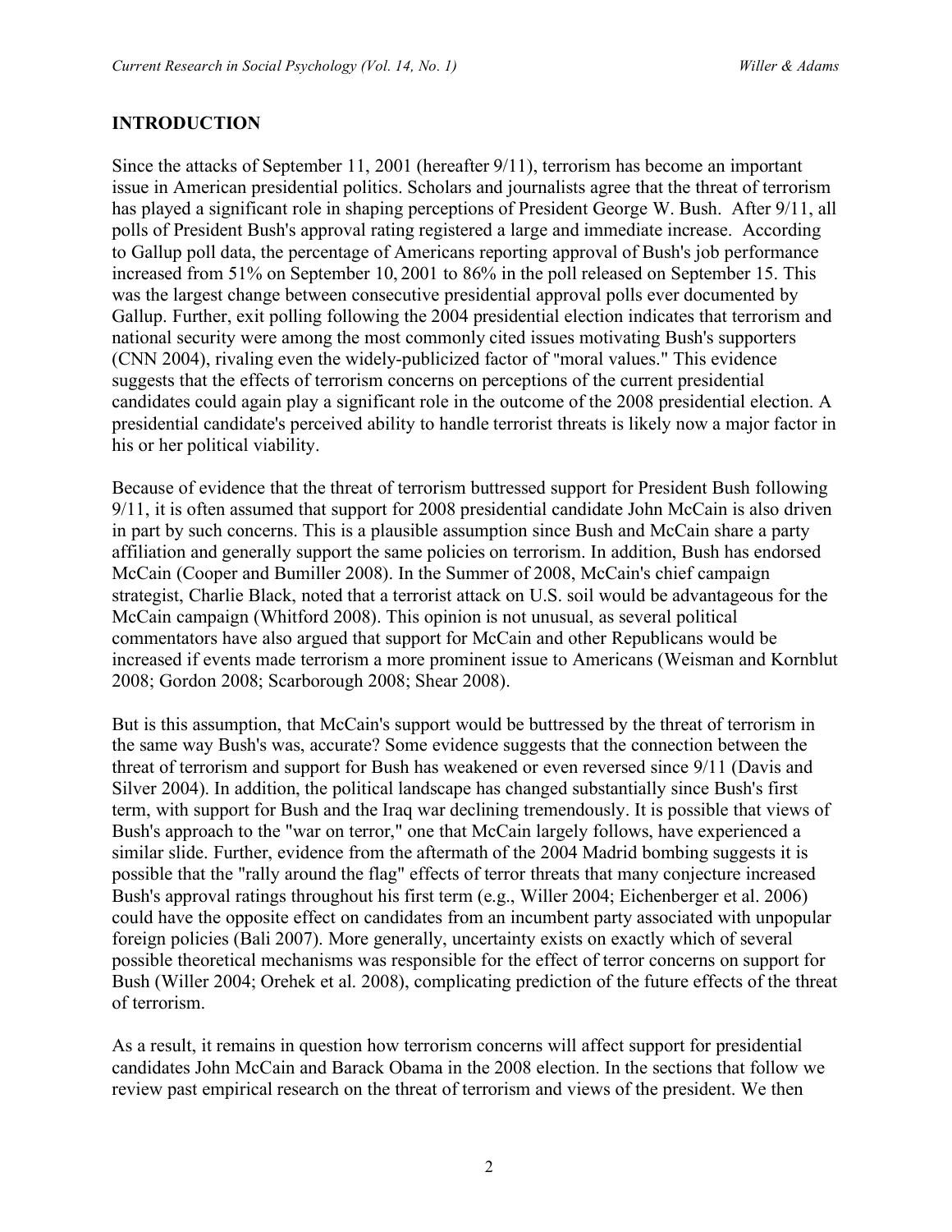## INTRODUCTION

Since the attacks of September 11, 2001 (hereafter 9/11), terrorism has become an important issue in American presidential politics. Scholars and journalists agree that the threat of terrorism has played a significant role in shaping perceptions of President George W. Bush. After 9/11, all polls of President Bush's approval rating registered a large and immediate increase. According to Gallup poll data, the percentage of Americans reporting approval of Bush's job performance increased from 51% on September 10, 2001 to 86% in the poll released on September 15. This was the largest change between consecutive presidential approval polls ever documented by Gallup. Further, exit polling following the 2004 presidential election indicates that terrorism and national security were among the most commonly cited issues motivating Bush's supporters (CNN 2004), rivaling even the widely-publicized factor of "moral values." This evidence suggests that the effects of terrorism concerns on perceptions of the current presidential candidates could again play a significant role in the outcome of the 2008 presidential election. A presidential candidate's perceived ability to handle terrorist threats is likely now a major factor in his or her political viability.

Because of evidence that the threat of terrorism buttressed support for President Bush following 9/11, it is often assumed that support for 2008 presidential candidate John McCain is also driven in part by such concerns. This is a plausible assumption since Bush and McCain share a party affiliation and generally support the same policies on terrorism. In addition, Bush has endorsed McCain (Cooper and Bumiller 2008). In the Summer of 2008, McCain's chief campaign strategist, Charlie Black, noted that a terrorist attack on U.S. soil would be advantageous for the McCain campaign (Whitford 2008). This opinion is not unusual, as several political commentators have also argued that support for McCain and other Republicans would be increased if events made terrorism a more prominent issue to Americans (Weisman and Kornblut 2008; Gordon 2008; Scarborough 2008; Shear 2008).

But is this assumption, that McCain's support would be buttressed by the threat of terrorism in the same way Bush's was, accurate? Some evidence suggests that the connection between the threat of terrorism and support for Bush has weakened or even reversed since 9/11 (Davis and Silver 2004). In addition, the political landscape has changed substantially since Bush's first term, with support for Bush and the Iraq war declining tremendously. It is possible that views of Bush's approach to the "war on terror," one that McCain largely follows, have experienced a similar slide. Further, evidence from the aftermath of the 2004 Madrid bombing suggests it is possible that the "rally around the flag" effects of terror threats that many conjecture increased Bush's approval ratings throughout his first term (e.g., Willer 2004; Eichenberger et al. 2006) could have the opposite effect on candidates from an incumbent party associated with unpopular foreign policies (Bali 2007). More generally, uncertainty exists on exactly which of several possible theoretical mechanisms was responsible for the effect of terror concerns on support for Bush (Willer 2004; Orehek et al. 2008), complicating prediction of the future effects of the threat of terrorism.

As a result, it remains in question how terrorism concerns will affect support for presidential candidates John McCain and Barack Obama in the 2008 election. In the sections that follow we review past empirical research on the threat of terrorism and views of the president. We then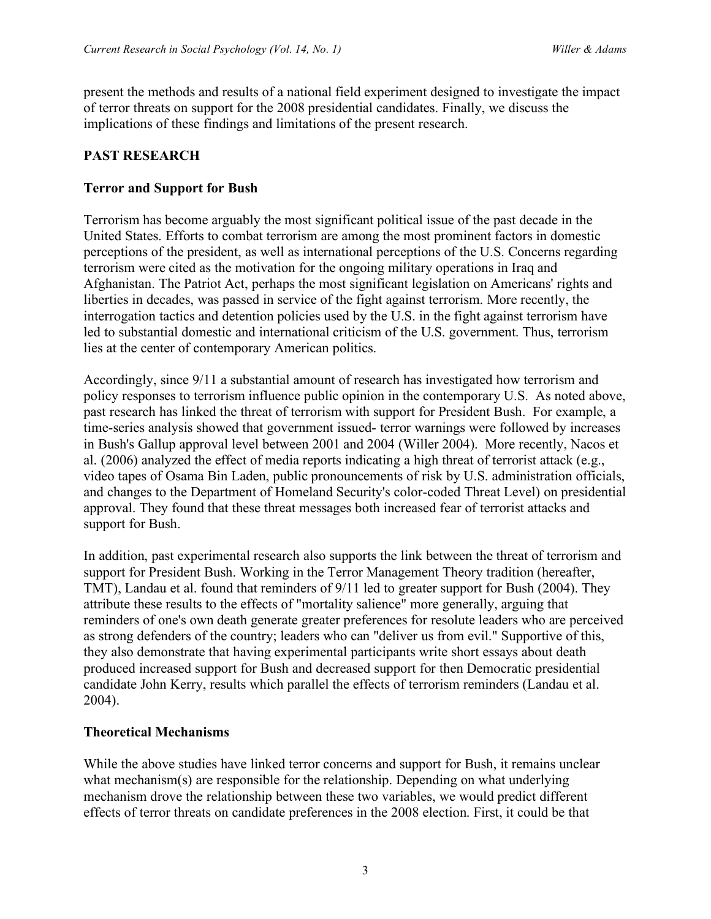present the methods and results of a national field experiment designed to investigate the impact of terror threats on support for the 2008 presidential candidates. Finally, we discuss the implications of these findings and limitations of the present research.

## PAST RESEARCH

### Terror and Support for Bush

Terrorism has become arguably the most significant political issue of the past decade in the United States. Efforts to combat terrorism are among the most prominent factors in domestic perceptions of the president, as well as international perceptions of the U.S. Concerns regarding terrorism were cited as the motivation for the ongoing military operations in Iraq and Afghanistan. The Patriot Act, perhaps the most significant legislation on Americans' rights and liberties in decades, was passed in service of the fight against terrorism. More recently, the interrogation tactics and detention policies used by the U.S. in the fight against terrorism have led to substantial domestic and international criticism of the U.S. government. Thus, terrorism lies at the center of contemporary American politics.

Accordingly, since 9/11 a substantial amount of research has investigated how terrorism and policy responses to terrorism influence public opinion in the contemporary U.S. As noted above, past research has linked the threat of terrorism with support for President Bush. For example, a time-series analysis showed that government issued- terror warnings were followed by increases in Bush's Gallup approval level between 2001 and 2004 (Willer 2004). More recently, Nacos et al. (2006) analyzed the effect of media reports indicating a high threat of terrorist attack (e.g., video tapes of Osama Bin Laden, public pronouncements of risk by U.S. administration officials, and changes to the Department of Homeland Security's color-coded Threat Level) on presidential approval. They found that these threat messages both increased fear of terrorist attacks and support for Bush.

In addition, past experimental research also supports the link between the threat of terrorism and support for President Bush. Working in the Terror Management Theory tradition (hereafter, TMT), Landau et al. found that reminders of 9/11 led to greater support for Bush (2004). They attribute these results to the effects of "mortality salience" more generally, arguing that reminders of one's own death generate greater preferences for resolute leaders who are perceived as strong defenders of the country; leaders who can "deliver us from evil." Supportive of this, they also demonstrate that having experimental participants write short essays about death produced increased support for Bush and decreased support for then Democratic presidential candidate John Kerry, results which parallel the effects of terrorism reminders (Landau et al. 2004).

### Theoretical Mechanisms

While the above studies have linked terror concerns and support for Bush, it remains unclear what mechanism(s) are responsible for the relationship. Depending on what underlying mechanism drove the relationship between these two variables, we would predict different effects of terror threats on candidate preferences in the 2008 election. First, it could be that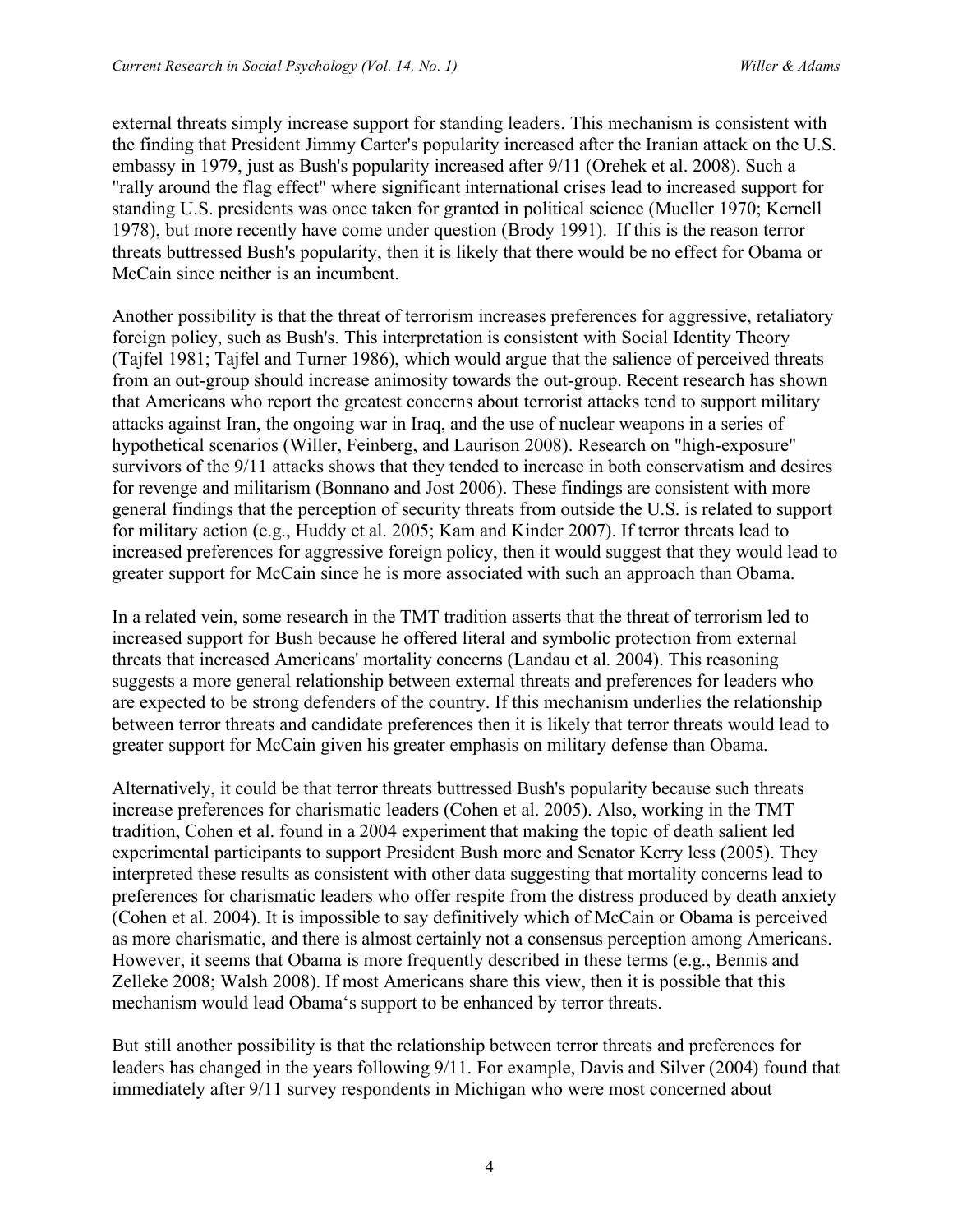external threats simply increase support for standing leaders. This mechanism is consistent with the finding that President Jimmy Carter's popularity increased after the Iranian attack on the U.S. embassy in 1979, just as Bush's popularity increased after 9/11 (Orehek et al. 2008). Such a "rally around the flag effect" where significant international crises lead to increased support for standing U.S. presidents was once taken for granted in political science (Mueller 1970; Kernell 1978), but more recently have come under question (Brody 1991). If this is the reason terror threats buttressed Bush's popularity, then it is likely that there would be no effect for Obama or McCain since neither is an incumbent.

Another possibility is that the threat of terrorism increases preferences for aggressive, retaliatory foreign policy, such as Bush's. This interpretation is consistent with Social Identity Theory (Tajfel 1981; Tajfel and Turner 1986), which would argue that the salience of perceived threats from an out-group should increase animosity towards the out-group. Recent research has shown that Americans who report the greatest concerns about terrorist attacks tend to support military attacks against Iran, the ongoing war in Iraq, and the use of nuclear weapons in a series of hypothetical scenarios (Willer, Feinberg, and Laurison 2008). Research on "high-exposure" survivors of the 9/11 attacks shows that they tended to increase in both conservatism and desires for revenge and militarism (Bonnano and Jost 2006). These findings are consistent with more general findings that the perception of security threats from outside the U.S. is related to support for military action (e.g., Huddy et al. 2005; Kam and Kinder 2007). If terror threats lead to increased preferences for aggressive foreign policy, then it would suggest that they would lead to greater support for McCain since he is more associated with such an approach than Obama.

In a related vein, some research in the TMT tradition asserts that the threat of terrorism led to increased support for Bush because he offered literal and symbolic protection from external threats that increased Americans' mortality concerns (Landau et al. 2004). This reasoning suggests a more general relationship between external threats and preferences for leaders who are expected to be strong defenders of the country. If this mechanism underlies the relationship between terror threats and candidate preferences then it is likely that terror threats would lead to greater support for McCain given his greater emphasis on military defense than Obama.

Alternatively, it could be that terror threats buttressed Bush's popularity because such threats increase preferences for charismatic leaders (Cohen et al. 2005). Also, working in the TMT tradition, Cohen et al. found in a 2004 experiment that making the topic of death salient led experimental participants to support President Bush more and Senator Kerry less (2005). They interpreted these results as consistent with other data suggesting that mortality concerns lead to preferences for charismatic leaders who offer respite from the distress produced by death anxiety (Cohen et al. 2004). It is impossible to say definitively which of McCain or Obama is perceived as more charismatic, and there is almost certainly not a consensus perception among Americans. However, it seems that Obama is more frequently described in these terms (e.g., Bennis and Zelleke 2008; Walsh 2008). If most Americans share this view, then it is possible that this mechanism would lead Obama's support to be enhanced by terror threats.

But still another possibility is that the relationship between terror threats and preferences for leaders has changed in the years following 9/11. For example, Davis and Silver (2004) found that immediately after 9/11 survey respondents in Michigan who were most concerned about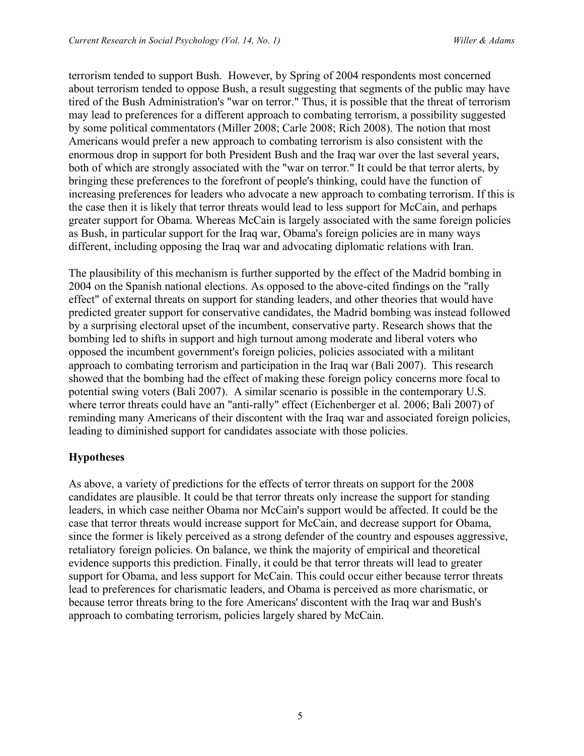terrorism tended to support Bush. However, by Spring of 2004 respondents most concerned about terrorism tended to oppose Bush, a result suggesting that segments of the public may have tired of the Bush Administration's "war on terror." Thus, it is possible that the threat of terrorism may lead to preferences for a different approach to combating terrorism, a possibility suggested by some political commentators (Miller 2008; Carle 2008; Rich 2008). The notion that most Americans would prefer a new approach to combating terrorism is also consistent with the enormous drop in support for both President Bush and the Iraq war over the last several years, both of which are strongly associated with the "war on terror." It could be that terror alerts, by bringing these preferences to the forefront of people's thinking, could have the function of increasing preferences for leaders who advocate a new approach to combating terrorism. If this is the case then it is likely that terror threats would lead to less support for McCain, and perhaps greater support for Obama. Whereas McCain is largely associated with the same foreign policies as Bush, in particular support for the Iraq war, Obama's foreign policies are in many ways different, including opposing the Iraq war and advocating diplomatic relations with Iran.

The plausibility of this mechanism is further supported by the effect of the Madrid bombing in 2004 on the Spanish national elections. As opposed to the above-cited findings on the "rally effect" of external threats on support for standing leaders, and other theories that would have predicted greater support for conservative candidates, the Madrid bombing was instead followed by a surprising electoral upset of the incumbent, conservative party. Research shows that the bombing led to shifts in support and high turnout among moderate and liberal voters who opposed the incumbent government's foreign policies, policies associated with a militant approach to combating terrorism and participation in the Iraq war (Bali 2007). This research showed that the bombing had the effect of making these foreign policy concerns more focal to potential swing voters (Bali 2007). A similar scenario is possible in the contemporary U.S. where terror threats could have an "anti-rally" effect (Eichenberger et al. 2006; Bali 2007) of reminding many Americans of their discontent with the Iraq war and associated foreign policies, leading to diminished support for candidates associate with those policies.

## Hypotheses

As above, a variety of predictions for the effects of terror threats on support for the 2008 candidates are plausible. It could be that terror threats only increase the support for standing leaders, in which case neither Obama nor McCain's support would be affected. It could be the case that terror threats would increase support for McCain, and decrease support for Obama, since the former is likely perceived as a strong defender of the country and espouses aggressive, retaliatory foreign policies. On balance, we think the majority of empirical and theoretical evidence supports this prediction. Finally, it could be that terror threats will lead to greater support for Obama, and less support for McCain. This could occur either because terror threats lead to preferences for charismatic leaders, and Obama is perceived as more charismatic, or because terror threats bring to the fore Americans' discontent with the Iraq war and Bush's approach to combating terrorism, policies largely shared by McCain.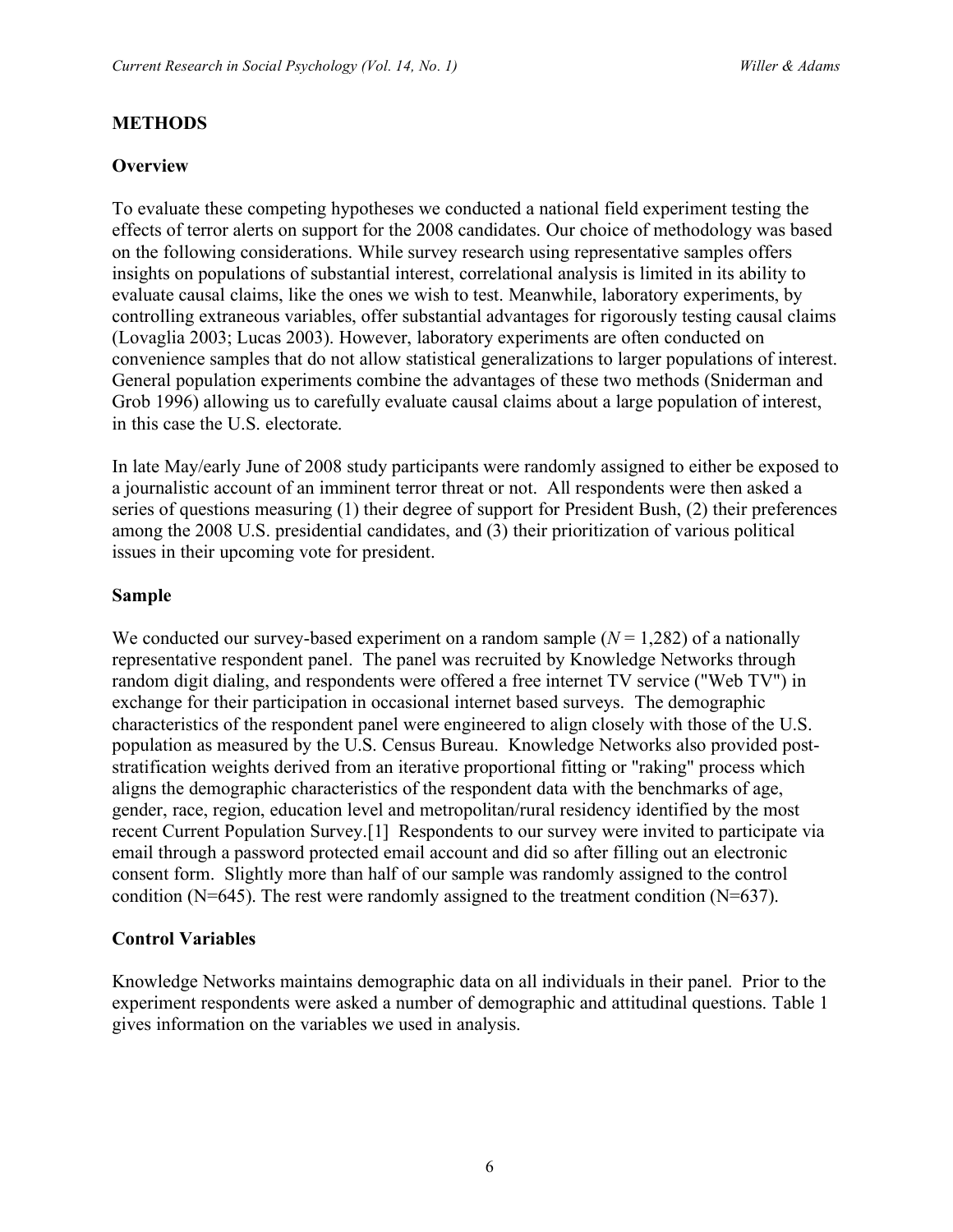## METHODS

### Overview

To evaluate these competing hypotheses we conducted a national field experiment testing the effects of terror alerts on support for the 2008 candidates. Our choice of methodology was based on the following considerations. While survey research using representative samples offers insights on populations of substantial interest, correlational analysis is limited in its ability to evaluate causal claims, like the ones we wish to test. Meanwhile, laboratory experiments, by controlling extraneous variables, offer substantial advantages for rigorously testing causal claims (Lovaglia 2003; Lucas 2003). However, laboratory experiments are often conducted on convenience samples that do not allow statistical generalizations to larger populations of interest. General population experiments combine the advantages of these two methods (Sniderman and Grob 1996) allowing us to carefully evaluate causal claims about a large population of interest, in this case the U.S. electorate.

In late May/early June of 2008 study participants were randomly assigned to either be exposed to a journalistic account of an imminent terror threat or not. All respondents were then asked a series of questions measuring (1) their degree of support for President Bush, (2) their preferences among the 2008 U.S. presidential candidates, and (3) their prioritization of various political issues in their upcoming vote for president.

### Sample

We conducted our survey-based experiment on a random sample ($N$ = 1,282) of a nationally representative respondent panel. The panel was recruited by Knowledge Networks through random digit dialing, and respondents were offered a free internet TV service ("Web TV") in exchange for their participation in occasional internet based surveys. The demographic characteristics of the respondent panel were engineered to align closely with those of the U.S. population as measured by the U.S. Census Bureau. Knowledge Networks also provided post-stratification weights derived from an iterative proportional fitting or "raking" process which aligns the demographic characteristics of the respondent data with the benchmarks of age, gender, race, region, education level and metropolitan/rural residency identified by the most recent Current Population Survey.[1] Respondents to our survey were invited to participate via email through a password protected email account and did so after filling out an electronic consent form. Slightly more than half of our sample was randomly assigned to the control condition (N=645). The rest were randomly assigned to the treatment condition (N=637).

### Control Variables

Knowledge Networks maintains demographic data on all individuals in their panel. Prior to the experiment respondents were asked a number of demographic and attitudinal questions. Table 1 gives information on the variables we used in analysis.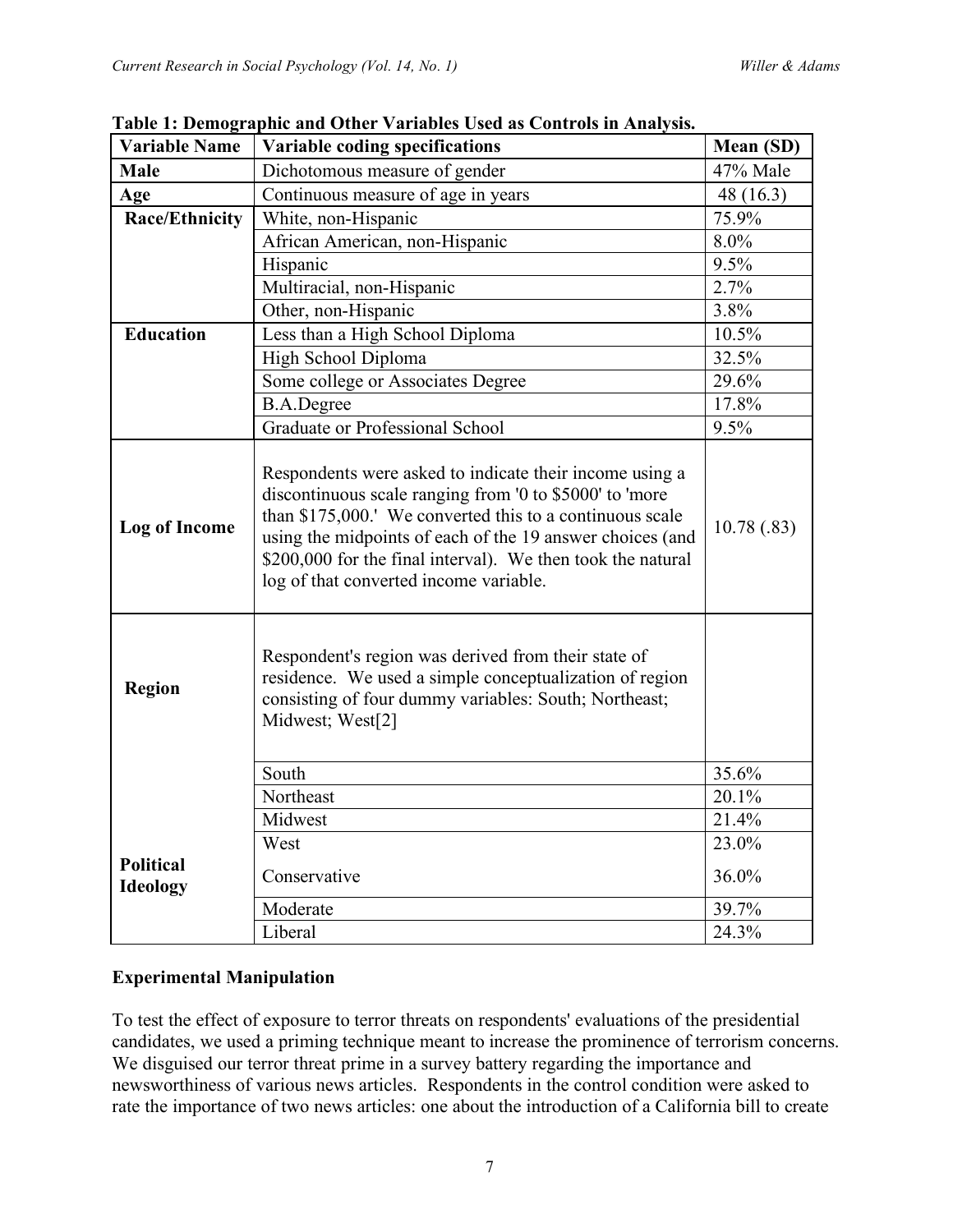**Table 1: Demographic and Other Variables Used as Controls in Analysis.**

| Variable Name | Variable coding specifications | Mean (SD) |
|---|---|---|
| **Male** | Dichotomous measure of gender | 47% Male |
| **Age** | Continuous measure of age in years | 48 (16.3) |
| **Race/Ethnicity** | White, non-Hispanic | 75.9% |
| | African American, non-Hispanic | 8.0% |
| | Hispanic | 9.5% |
| | Multiracial, non-Hispanic | 2.7% |
| | Other, non-Hispanic | 3.8% |
| **Education** | Less than a High School Diploma | 10.5% |
| | High School Diploma | 32.5% |
| | Some college or Associates Degree | 29.6% |
| | B.A.Degree | 17.8% |
| | Graduate or Professional School | 9.5% |
| **Log of Income** | Respondents were asked to indicate their income using a discontinuous scale ranging from '0 to $5000' to 'more than $175,000.' We converted this to a continuous scale using the midpoints of each of the 19 answer choices (and $200,000 for the final interval). We then took the natural log of that converted income variable. | 10.78 (.83) |
| **Region** | Respondent's region was derived from their state of residence. We used a simple conceptualization of region consisting of four dummy variables: South; Northeast; Midwest; West[2] | |
| | South | 35.6% |
| | Northeast | 20.1% |
| | Midwest | 21.4% |
| | West | 23.0% |
| **Political Ideology** | Conservative | 36.0% |
| | Moderate | 39.7% |
| | Liberal | 24.3% |

## Experimental Manipulation

To test the effect of exposure to terror threats on respondents' evaluations of the presidential candidates, we used a priming technique meant to increase the prominence of terrorism concerns. We disguised our terror threat prime in a survey battery regarding the importance and newsworthiness of various news articles. Respondents in the control condition were asked to rate the importance of two news articles: one about the introduction of a California bill to create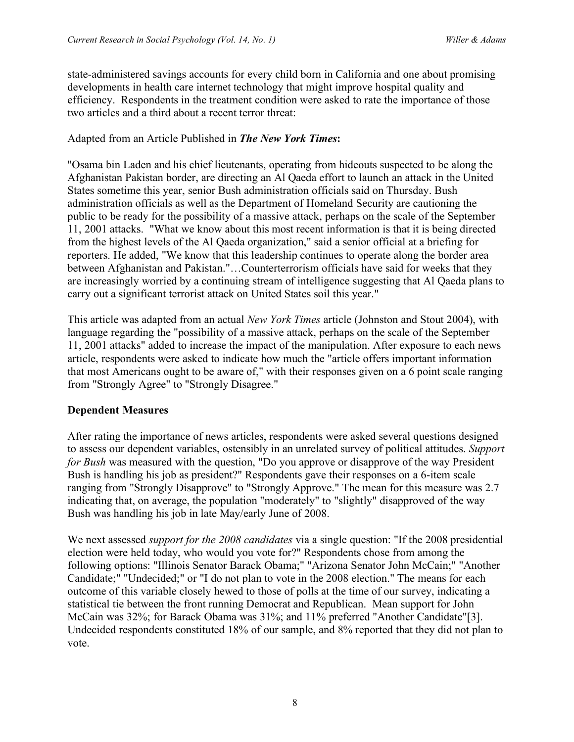state-administered savings accounts for every child born in California and one about promising developments in health care internet technology that might improve hospital quality and efficiency. Respondents in the treatment condition were asked to rate the importance of those two articles and a third about a recent terror threat:

Adapted from an Article Published in ***The New York Times*:**

"Osama bin Laden and his chief lieutenants, operating from hideouts suspected to be along the Afghanistan Pakistan border, are directing an Al Qaeda effort to launch an attack in the United States sometime this year, senior Bush administration officials said on Thursday. Bush administration officials as well as the Department of Homeland Security are cautioning the public to be ready for the possibility of a massive attack, perhaps on the scale of the September 11, 2001 attacks. "What we know about this most recent information is that it is being directed from the highest levels of the Al Qaeda organization," said a senior official at a briefing for reporters. He added, "We know that this leadership continues to operate along the border area between Afghanistan and Pakistan."…Counterterrorism officials have said for weeks that they are increasingly worried by a continuing stream of intelligence suggesting that Al Qaeda plans to carry out a significant terrorist attack on United States soil this year."

This article was adapted from an actual *New York Times* article (Johnston and Stout 2004), with language regarding the "possibility of a massive attack, perhaps on the scale of the September 11, 2001 attacks" added to increase the impact of the manipulation. After exposure to each news article, respondents were asked to indicate how much the "article offers important information that most Americans ought to be aware of," with their responses given on a 6 point scale ranging from "Strongly Agree" to "Strongly Disagree."

## Dependent Measures

After rating the importance of news articles, respondents were asked several questions designed to assess our dependent variables, ostensibly in an unrelated survey of political attitudes. *Support for Bush* was measured with the question, "Do you approve or disapprove of the way President Bush is handling his job as president?" Respondents gave their responses on a 6-item scale ranging from "Strongly Disapprove" to "Strongly Approve." The mean for this measure was 2.7 indicating that, on average, the population "moderately" to "slightly" disapproved of the way Bush was handling his job in late May/early June of 2008.

We next assessed *support for the 2008 candidates* via a single question: "If the 2008 presidential election were held today, who would you vote for?" Respondents chose from among the following options: "Illinois Senator Barack Obama;" "Arizona Senator John McCain;" "Another Candidate;" "Undecided;" or "I do not plan to vote in the 2008 election." The means for each outcome of this variable closely hewed to those of polls at the time of our survey, indicating a statistical tie between the front running Democrat and Republican. Mean support for John McCain was 32%; for Barack Obama was 31%; and 11% preferred "Another Candidate"[3]. Undecided respondents constituted 18% of our sample, and 8% reported that they did not plan to vote.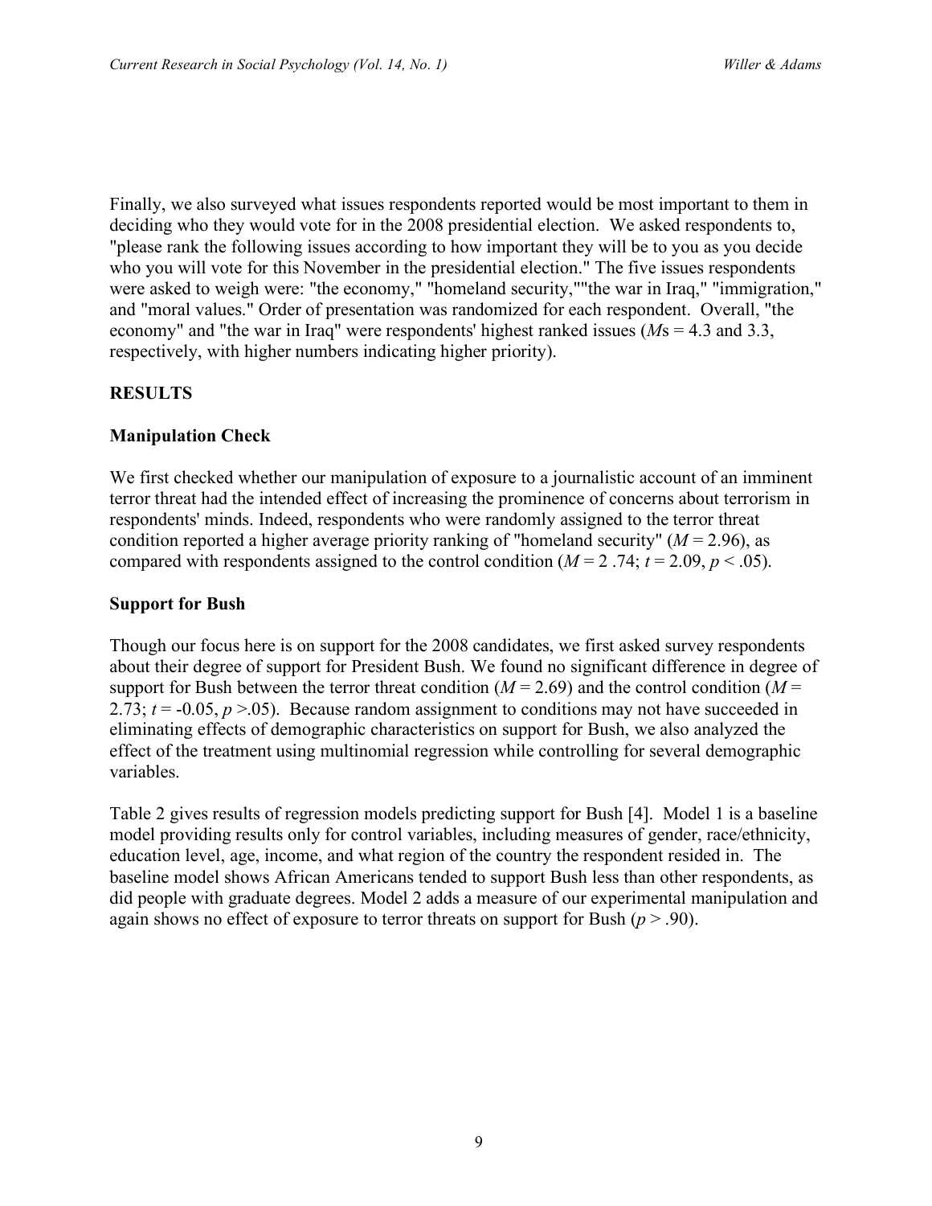Finally, we also surveyed what issues respondents reported would be most important to them in deciding who they would vote for in the 2008 presidential election. We asked respondents to, "please rank the following issues according to how important they will be to you as you decide who you will vote for this November in the presidential election." The five issues respondents were asked to weigh were: "the economy," "homeland security,""the war in Iraq," "immigration," and "moral values." Order of presentation was randomized for each respondent. Overall, "the economy" and "the war in Iraq" were respondents' highest ranked issues ($M$s = 4.3 and 3.3, respectively, with higher numbers indicating higher priority).

## RESULTS

### Manipulation Check

We first checked whether our manipulation of exposure to a journalistic account of an imminent terror threat had the intended effect of increasing the prominence of concerns about terrorism in respondents' minds. Indeed, respondents who were randomly assigned to the terror threat condition reported a higher average priority ranking of "homeland security" ($M = 2.96$), as compared with respondents assigned to the control condition ($M = 2.74$; $t = 2.09$, $p < .05$).

### Support for Bush

Though our focus here is on support for the 2008 candidates, we first asked survey respondents about their degree of support for President Bush. We found no significant difference in degree of support for Bush between the terror threat condition ($M = 2.69$) and the control condition ($M = 2.73$; $t = -0.05$, $p > .05$). Because random assignment to conditions may not have succeeded in eliminating effects of demographic characteristics on support for Bush, we also analyzed the effect of the treatment using multinomial regression while controlling for several demographic variables.

Table 2 gives results of regression models predicting support for Bush [4]. Model 1 is a baseline model providing results only for control variables, including measures of gender, race/ethnicity, education level, age, income, and what region of the country the respondent resided in. The baseline model shows African Americans tended to support Bush less than other respondents, as did people with graduate degrees. Model 2 adds a measure of our experimental manipulation and again shows no effect of exposure to terror threats on support for Bush ($p > .90$).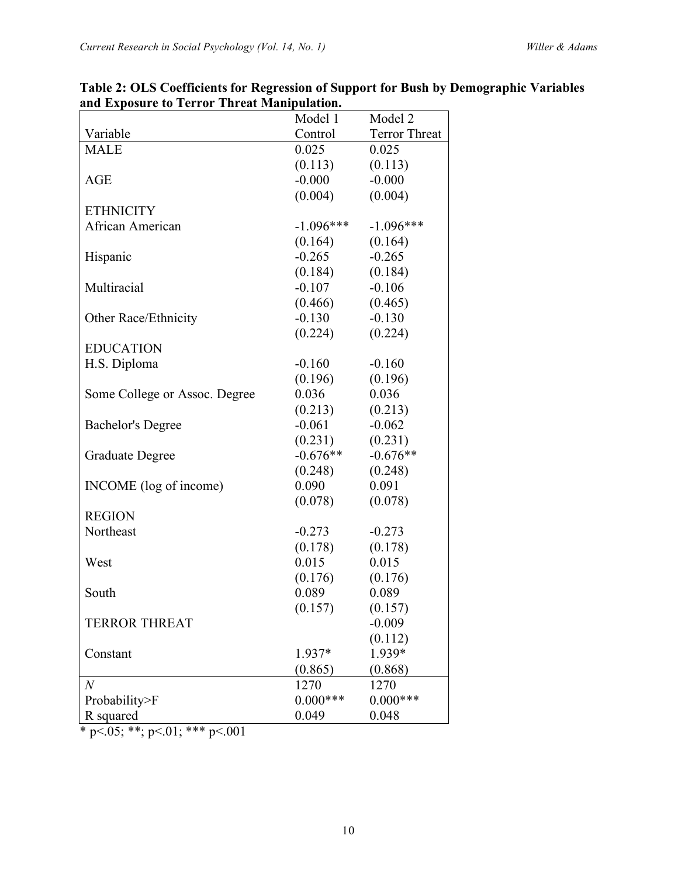**Table 2: OLS Coefficients for Regression of Support for Bush by Demographic Variables and Exposure to Terror Threat Manipulation.**

| Variable | Model 1 Control | Model 2 Terror Threat |
|---|---|---|
| MALE | 0.025 | 0.025 |
| | (0.113) | (0.113) |
| AGE | -0.000 | -0.000 |
| | (0.004) | (0.004) |
| ETHNICITY | | |
| African American | -1.096*** | -1.096*** |
| | (0.164) | (0.164) |
| Hispanic | -0.265 | -0.265 |
| | (0.184) | (0.184) |
| Multiracial | -0.107 | -0.106 |
| | (0.466) | (0.465) |
| Other Race/Ethnicity | -0.130 | -0.130 |
| | (0.224) | (0.224) |
| EDUCATION | | |
| H.S. Diploma | -0.160 | -0.160 |
| | (0.196) | (0.196) |
| Some College or Assoc. Degree | 0.036 | 0.036 |
| | (0.213) | (0.213) |
| Bachelor's Degree | -0.061 | -0.062 |
| | (0.231) | (0.231) |
| Graduate Degree | -0.676** | -0.676** |
| | (0.248) | (0.248) |
| INCOME (log of income) | 0.090 | 0.091 |
| | (0.078) | (0.078) |
| REGION | | |
| Northeast | -0.273 | -0.273 |
| | (0.178) | (0.178) |
| West | 0.015 | 0.015 |
| | (0.176) | (0.176) |
| South | 0.089 | 0.089 |
| | (0.157) | (0.157) |
| TERROR THREAT | | -0.009 |
| | | (0.112) |
| Constant | 1.937* | 1.939* |
| | (0.865) | (0.868) |
| *N* | 1270 | 1270 |
| Probability>F | 0.000*** | 0.000*** |
| R squared | 0.049 | 0.048 |

* p<.05; **; p<.01; *** p<.001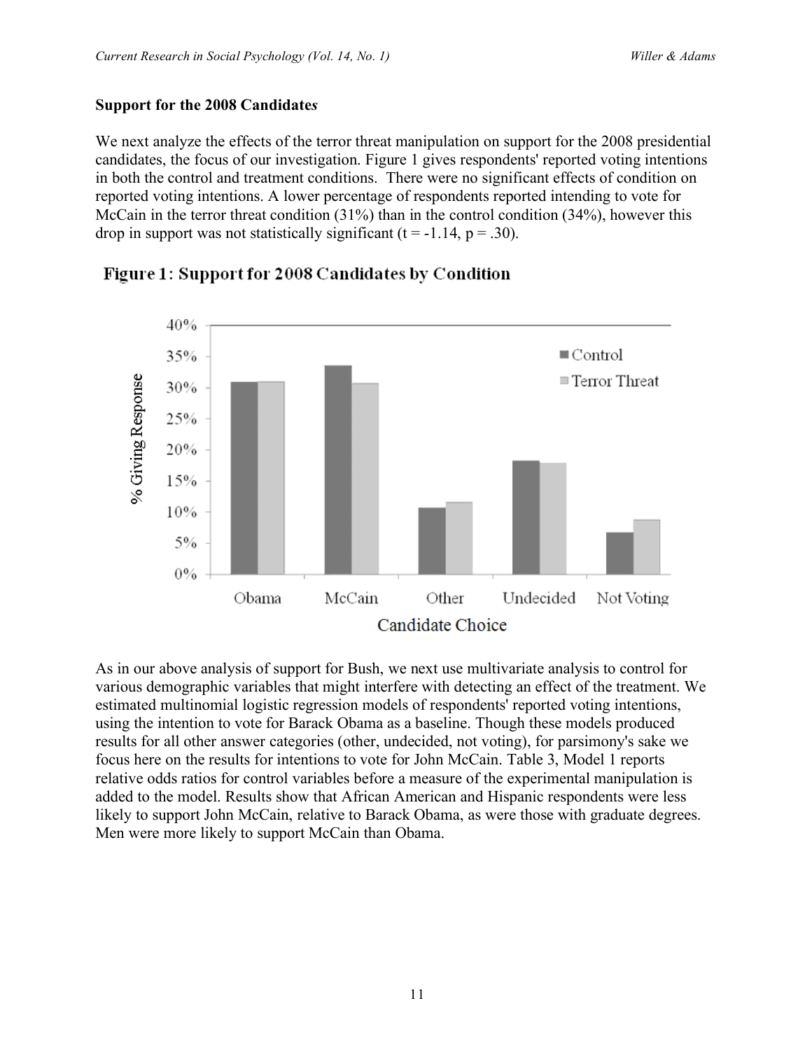**Support for the 2008 Candidates**

We next analyze the effects of the terror threat manipulation on support for the 2008 presidential candidates, the focus of our investigation. Figure 1 gives respondents' reported voting intentions in both the control and treatment conditions. There were no significant effects of condition on reported voting intentions. A lower percentage of respondents reported intending to vote for McCain in the terror threat condition (31%) than in the control condition (34%), however this drop in support was not statistically significant ($t = -1.14$, $p = .30$).

**Figure 1: Support for 2008 Candidates by Condition**

As in our above analysis of support for Bush, we next use multivariate analysis to control for various demographic variables that might interfere with detecting an effect of the treatment. We estimated multinomial logistic regression models of respondents' reported voting intentions, using the intention to vote for Barack Obama as a baseline. Though these models produced results for all other answer categories (other, undecided, not voting), for parsimony's sake we focus here on the results for intentions to vote for John McCain. Table 3, Model 1 reports relative odds ratios for control variables before a measure of the experimental manipulation is added to the model. Results show that African American and Hispanic respondents were less likely to support John McCain, relative to Barack Obama, as were those with graduate degrees. Men were more likely to support McCain than Obama.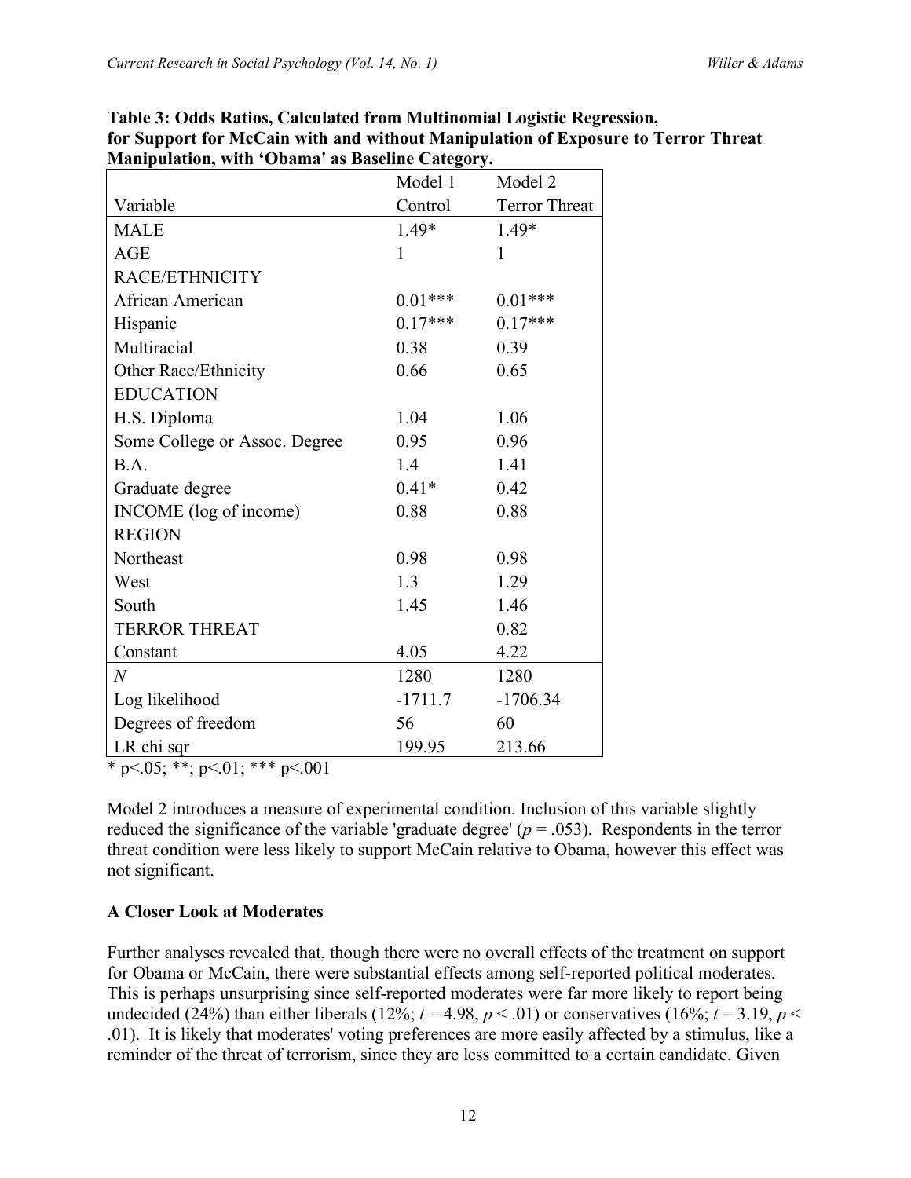**Table 3: Odds Ratios, Calculated from Multinomial Logistic Regression, for Support for McCain with and without Manipulation of Exposure to Terror Threat Manipulation, with 'Obama' as Baseline Category.**

| Variable | Model 1 Control | Model 2 Terror Threat |
|---|---|---|
| MALE | 1.49* | 1.49* |
| AGE | 1 | 1 |
| RACE/ETHNICITY | | |
| African American | 0.01*** | 0.01*** |
| Hispanic | 0.17*** | 0.17*** |
| Multiracial | 0.38 | 0.39 |
| Other Race/Ethnicity | 0.66 | 0.65 |
| EDUCATION | | |
| H.S. Diploma | 1.04 | 1.06 |
| Some College or Assoc. Degree | 0.95 | 0.96 |
| B.A. | 1.4 | 1.41 |
| Graduate degree | 0.41* | 0.42 |
| INCOME (log of income) | 0.88 | 0.88 |
| REGION | | |
| Northeast | 0.98 | 0.98 |
| West | 1.3 | 1.29 |
| South | 1.45 | 1.46 |
| TERROR THREAT | | 0.82 |
| Constant | 4.05 | 4.22 |
| *N* | 1280 | 1280 |
| Log likelihood | -1711.7 | -1706.34 |
| Degrees of freedom | 56 | 60 |
| LR chi sqr | 199.95 | 213.66 |

* p<.05; **; p<.01; *** p<.001

Model 2 introduces a measure of experimental condition. Inclusion of this variable slightly reduced the significance of the variable 'graduate degree' ($p = .053$). Respondents in the terror threat condition were less likely to support McCain relative to Obama, however this effect was not significant.

## A Closer Look at Moderates

Further analyses revealed that, though there were no overall effects of the treatment on support for Obama or McCain, there were substantial effects among self-reported political moderates. This is perhaps unsurprising since self-reported moderates were far more likely to report being undecided (24%) than either liberals (12%; $t = 4.98$, $p < .01$) or conservatives (16%; $t = 3.19$, $p < .01$). It is likely that moderates' voting preferences are more easily affected by a stimulus, like a reminder of the threat of terrorism, since they are less committed to a certain candidate. Given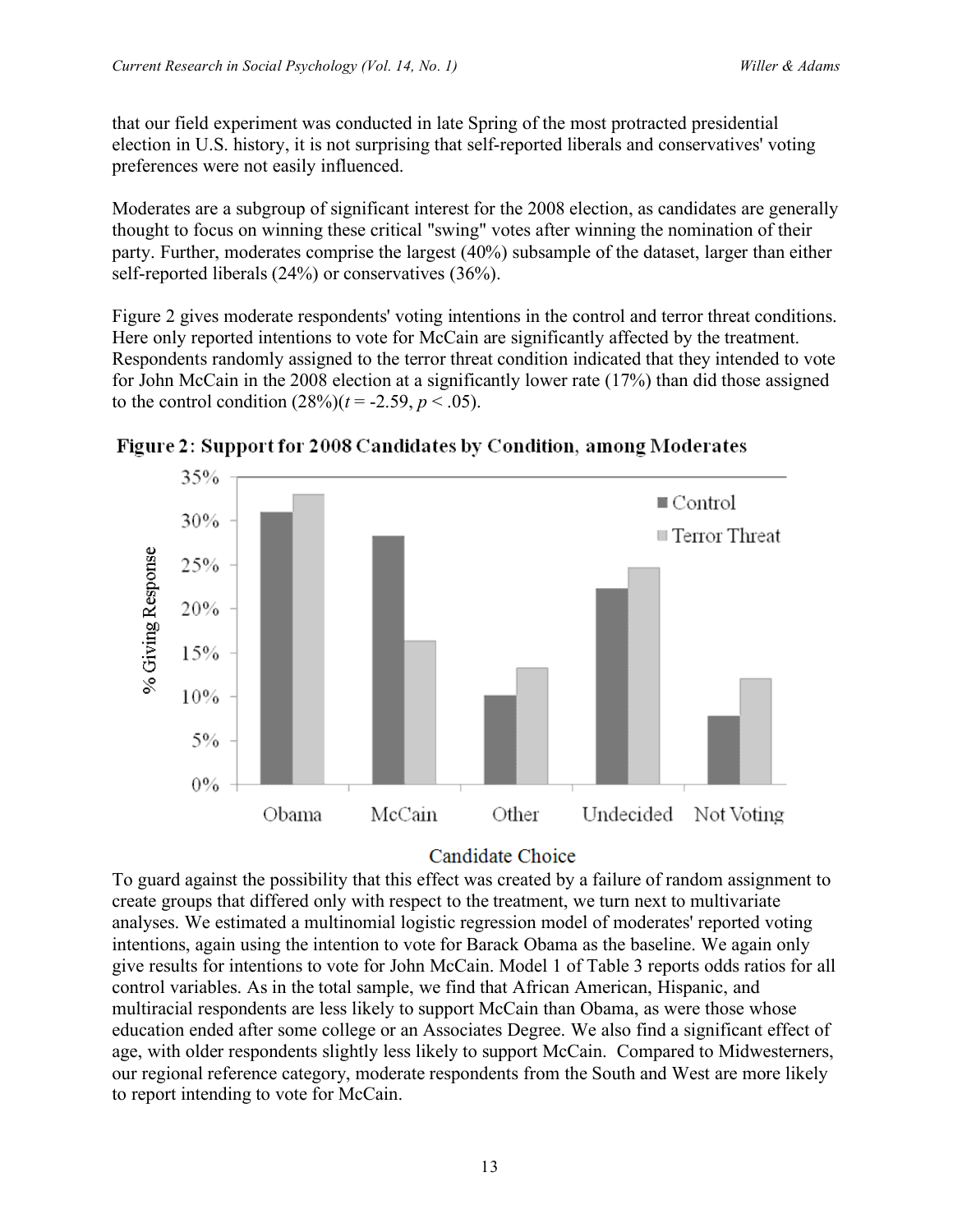that our field experiment was conducted in late Spring of the most protracted presidential election in U.S. history, it is not surprising that self-reported liberals and conservatives' voting preferences were not easily influenced.

Moderates are a subgroup of significant interest for the 2008 election, as candidates are generally thought to focus on winning these critical "swing" votes after winning the nomination of their party. Further, moderates comprise the largest (40%) subsample of the dataset, larger than either self-reported liberals (24%) or conservatives (36%).

Figure 2 gives moderate respondents' voting intentions in the control and terror threat conditions. Here only reported intentions to vote for McCain are significantly affected by the treatment. Respondents randomly assigned to the terror threat condition indicated that they intended to vote for John McCain in the 2008 election at a significantly lower rate (17%) than did those assigned to the control condition (28%)($t = -2.59$, $p < .05$).

**Figure 2: Support for 2008 Candidates by Condition, among Moderates**

To guard against the possibility that this effect was created by a failure of random assignment to create groups that differed only with respect to the treatment, we turn next to multivariate analyses. We estimated a multinomial logistic regression model of moderates' reported voting intentions, again using the intention to vote for Barack Obama as the baseline. We again only give results for intentions to vote for John McCain. Model 1 of Table 3 reports odds ratios for all control variables. As in the total sample, we find that African American, Hispanic, and multiracial respondents are less likely to support McCain than Obama, as were those whose education ended after some college or an Associates Degree. We also find a significant effect of age, with older respondents slightly less likely to support McCain. Compared to Midwesterners, our regional reference category, moderate respondents from the South and West are more likely to report intending to vote for McCain.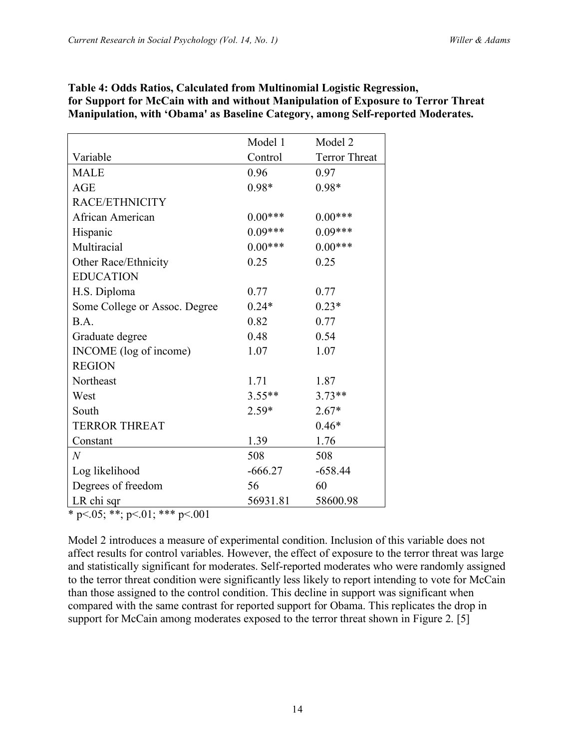**Table 4: Odds Ratios, Calculated from Multinomial Logistic Regression, for Support for McCain with and without Manipulation of Exposure to Terror Threat Manipulation, with 'Obama' as Baseline Category, among Self-reported Moderates.**

| Variable | Model 1 Control | Model 2 Terror Threat |
|---|---|---|
| MALE | 0.96 | 0.97 |
| AGE | 0.98* | 0.98* |
| RACE/ETHNICITY | | |
| African American | 0.00*** | 0.00*** |
| Hispanic | 0.09*** | 0.09*** |
| Multiracial | 0.00*** | 0.00*** |
| Other Race/Ethnicity | 0.25 | 0.25 |
| EDUCATION | | |
| H.S. Diploma | 0.77 | 0.77 |
| Some College or Assoc. Degree | 0.24* | 0.23* |
| B.A. | 0.82 | 0.77 |
| Graduate degree | 0.48 | 0.54 |
| INCOME (log of income) | 1.07 | 1.07 |
| REGION | | |
| Northeast | 1.71 | 1.87 |
| West | 3.55** | 3.73** |
| South | 2.59* | 2.67* |
| TERROR THREAT | | 0.46* |
| Constant | 1.39 | 1.76 |
| *N* | 508 | 508 |
| Log likelihood | -666.27 | -658.44 |
| Degrees of freedom | 56 | 60 |
| LR chi sqr | 56931.81 | 58600.98 |

* $p<.05$; **; $p<.01$; *** $p<.001$

Model 2 introduces a measure of experimental condition. Inclusion of this variable does not affect results for control variables. However, the effect of exposure to the terror threat was large and statistically significant for moderates. Self-reported moderates who were randomly assigned to the terror threat condition were significantly less likely to report intending to vote for McCain than those assigned to the control condition. This decline in support was significant when compared with the same contrast for reported support for Obama. This replicates the drop in support for McCain among moderates exposed to the terror threat shown in Figure 2. [5]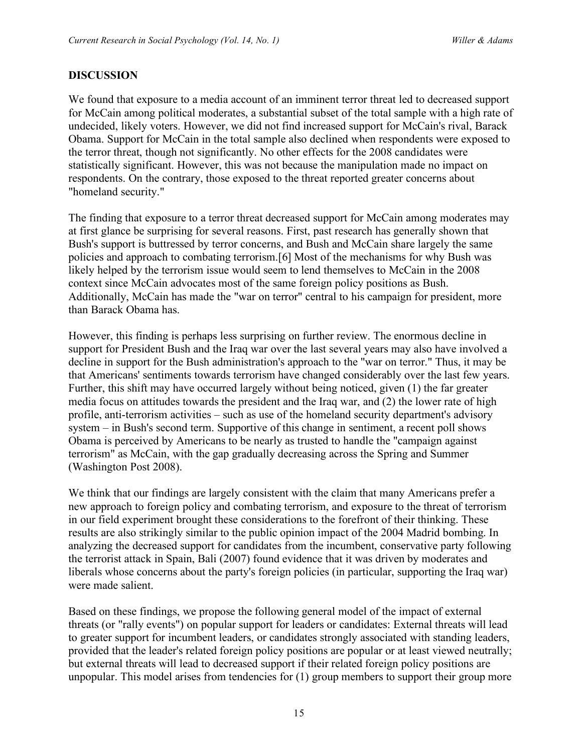## DISCUSSION

We found that exposure to a media account of an imminent terror threat led to decreased support for McCain among political moderates, a substantial subset of the total sample with a high rate of undecided, likely voters. However, we did not find increased support for McCain's rival, Barack Obama. Support for McCain in the total sample also declined when respondents were exposed to the terror threat, though not significantly. No other effects for the 2008 candidates were statistically significant. However, this was not because the manipulation made no impact on respondents. On the contrary, those exposed to the threat reported greater concerns about "homeland security."

The finding that exposure to a terror threat decreased support for McCain among moderates may at first glance be surprising for several reasons. First, past research has generally shown that Bush's support is buttressed by terror concerns, and Bush and McCain share largely the same policies and approach to combating terrorism.[6] Most of the mechanisms for why Bush was likely helped by the terrorism issue would seem to lend themselves to McCain in the 2008 context since McCain advocates most of the same foreign policy positions as Bush. Additionally, McCain has made the "war on terror" central to his campaign for president, more than Barack Obama has.

However, this finding is perhaps less surprising on further review. The enormous decline in support for President Bush and the Iraq war over the last several years may also have involved a decline in support for the Bush administration's approach to the "war on terror." Thus, it may be that Americans' sentiments towards terrorism have changed considerably over the last few years. Further, this shift may have occurred largely without being noticed, given (1) the far greater media focus on attitudes towards the president and the Iraq war, and (2) the lower rate of high profile, anti-terrorism activities – such as use of the homeland security department's advisory system – in Bush's second term. Supportive of this change in sentiment, a recent poll shows Obama is perceived by Americans to be nearly as trusted to handle the "campaign against terrorism" as McCain, with the gap gradually decreasing across the Spring and Summer (Washington Post 2008).

We think that our findings are largely consistent with the claim that many Americans prefer a new approach to foreign policy and combating terrorism, and exposure to the threat of terrorism in our field experiment brought these considerations to the forefront of their thinking. These results are also strikingly similar to the public opinion impact of the 2004 Madrid bombing. In analyzing the decreased support for candidates from the incumbent, conservative party following the terrorist attack in Spain, Bali (2007) found evidence that it was driven by moderates and liberals whose concerns about the party's foreign policies (in particular, supporting the Iraq war) were made salient.

Based on these findings, we propose the following general model of the impact of external threats (or "rally events") on popular support for leaders or candidates: External threats will lead to greater support for incumbent leaders, or candidates strongly associated with standing leaders, provided that the leader's related foreign policy positions are popular or at least viewed neutrally; but external threats will lead to decreased support if their related foreign policy positions are unpopular. This model arises from tendencies for (1) group members to support their group more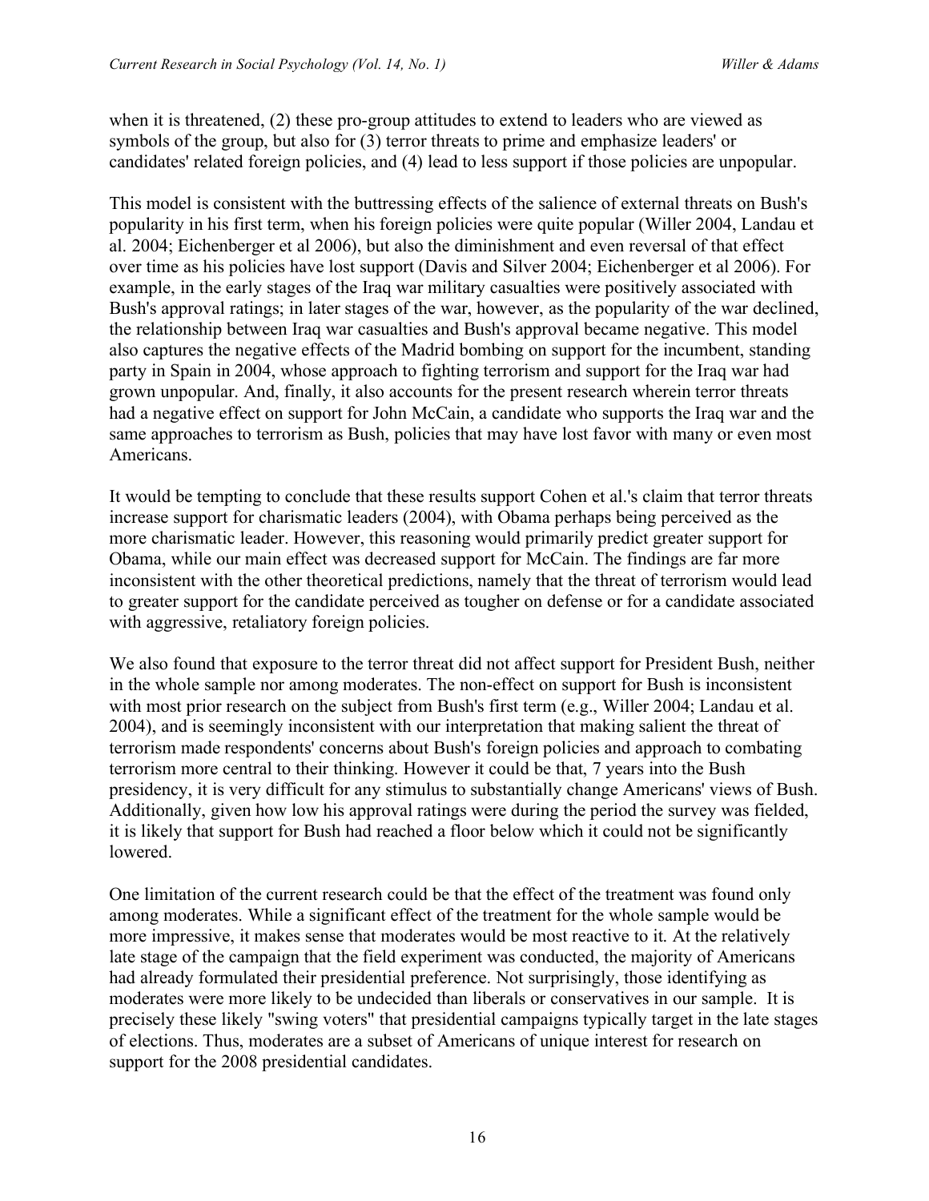when it is threatened, (2) these pro-group attitudes to extend to leaders who are viewed as symbols of the group, but also for (3) terror threats to prime and emphasize leaders' or candidates' related foreign policies, and (4) lead to less support if those policies are unpopular.

This model is consistent with the buttressing effects of the salience of external threats on Bush's popularity in his first term, when his foreign policies were quite popular (Willer 2004, Landau et al. 2004; Eichenberger et al 2006), but also the diminishment and even reversal of that effect over time as his policies have lost support (Davis and Silver 2004; Eichenberger et al 2006). For example, in the early stages of the Iraq war military casualties were positively associated with Bush's approval ratings; in later stages of the war, however, as the popularity of the war declined, the relationship between Iraq war casualties and Bush's approval became negative. This model also captures the negative effects of the Madrid bombing on support for the incumbent, standing party in Spain in 2004, whose approach to fighting terrorism and support for the Iraq war had grown unpopular. And, finally, it also accounts for the present research wherein terror threats had a negative effect on support for John McCain, a candidate who supports the Iraq war and the same approaches to terrorism as Bush, policies that may have lost favor with many or even most Americans.

It would be tempting to conclude that these results support Cohen et al.'s claim that terror threats increase support for charismatic leaders (2004), with Obama perhaps being perceived as the more charismatic leader. However, this reasoning would primarily predict greater support for Obama, while our main effect was decreased support for McCain. The findings are far more inconsistent with the other theoretical predictions, namely that the threat of terrorism would lead to greater support for the candidate perceived as tougher on defense or for a candidate associated with aggressive, retaliatory foreign policies.

We also found that exposure to the terror threat did not affect support for President Bush, neither in the whole sample nor among moderates. The non-effect on support for Bush is inconsistent with most prior research on the subject from Bush's first term (e.g., Willer 2004; Landau et al. 2004), and is seemingly inconsistent with our interpretation that making salient the threat of terrorism made respondents' concerns about Bush's foreign policies and approach to combating terrorism more central to their thinking. However it could be that, 7 years into the Bush presidency, it is very difficult for any stimulus to substantially change Americans' views of Bush. Additionally, given how low his approval ratings were during the period the survey was fielded, it is likely that support for Bush had reached a floor below which it could not be significantly lowered.

One limitation of the current research could be that the effect of the treatment was found only among moderates. While a significant effect of the treatment for the whole sample would be more impressive, it makes sense that moderates would be most reactive to it. At the relatively late stage of the campaign that the field experiment was conducted, the majority of Americans had already formulated their presidential preference. Not surprisingly, those identifying as moderates were more likely to be undecided than liberals or conservatives in our sample. It is precisely these likely "swing voters" that presidential campaigns typically target in the late stages of elections. Thus, moderates are a subset of Americans of unique interest for research on support for the 2008 presidential candidates.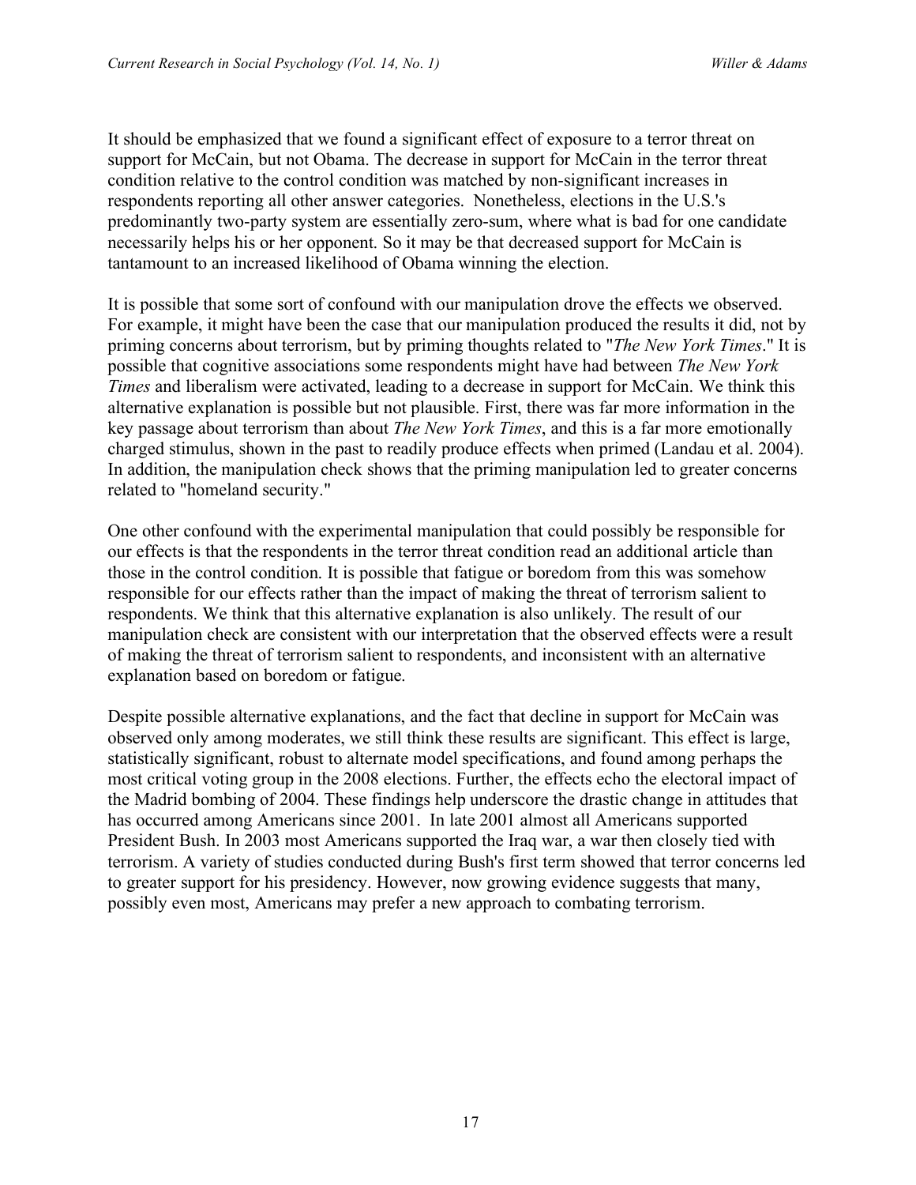It should be emphasized that we found a significant effect of exposure to a terror threat on support for McCain, but not Obama. The decrease in support for McCain in the terror threat condition relative to the control condition was matched by non-significant increases in respondents reporting all other answer categories. Nonetheless, elections in the U.S.'s predominantly two-party system are essentially zero-sum, where what is bad for one candidate necessarily helps his or her opponent. So it may be that decreased support for McCain is tantamount to an increased likelihood of Obama winning the election.

It is possible that some sort of confound with our manipulation drove the effects we observed. For example, it might have been the case that our manipulation produced the results it did, not by priming concerns about terrorism, but by priming thoughts related to "*The New York Times*." It is possible that cognitive associations some respondents might have had between *The New York Times* and liberalism were activated, leading to a decrease in support for McCain. We think this alternative explanation is possible but not plausible. First, there was far more information in the key passage about terrorism than about *The New York Times*, and this is a far more emotionally charged stimulus, shown in the past to readily produce effects when primed (Landau et al. 2004). In addition, the manipulation check shows that the priming manipulation led to greater concerns related to "homeland security."

One other confound with the experimental manipulation that could possibly be responsible for our effects is that the respondents in the terror threat condition read an additional article than those in the control condition. It is possible that fatigue or boredom from this was somehow responsible for our effects rather than the impact of making the threat of terrorism salient to respondents. We think that this alternative explanation is also unlikely. The result of our manipulation check are consistent with our interpretation that the observed effects were a result of making the threat of terrorism salient to respondents, and inconsistent with an alternative explanation based on boredom or fatigue.

Despite possible alternative explanations, and the fact that decline in support for McCain was observed only among moderates, we still think these results are significant. This effect is large, statistically significant, robust to alternate model specifications, and found among perhaps the most critical voting group in the 2008 elections. Further, the effects echo the electoral impact of the Madrid bombing of 2004. These findings help underscore the drastic change in attitudes that has occurred among Americans since 2001. In late 2001 almost all Americans supported President Bush. In 2003 most Americans supported the Iraq war, a war then closely tied with terrorism. A variety of studies conducted during Bush's first term showed that terror concerns led to greater support for his presidency. However, now growing evidence suggests that many, possibly even most, Americans may prefer a new approach to combating terrorism.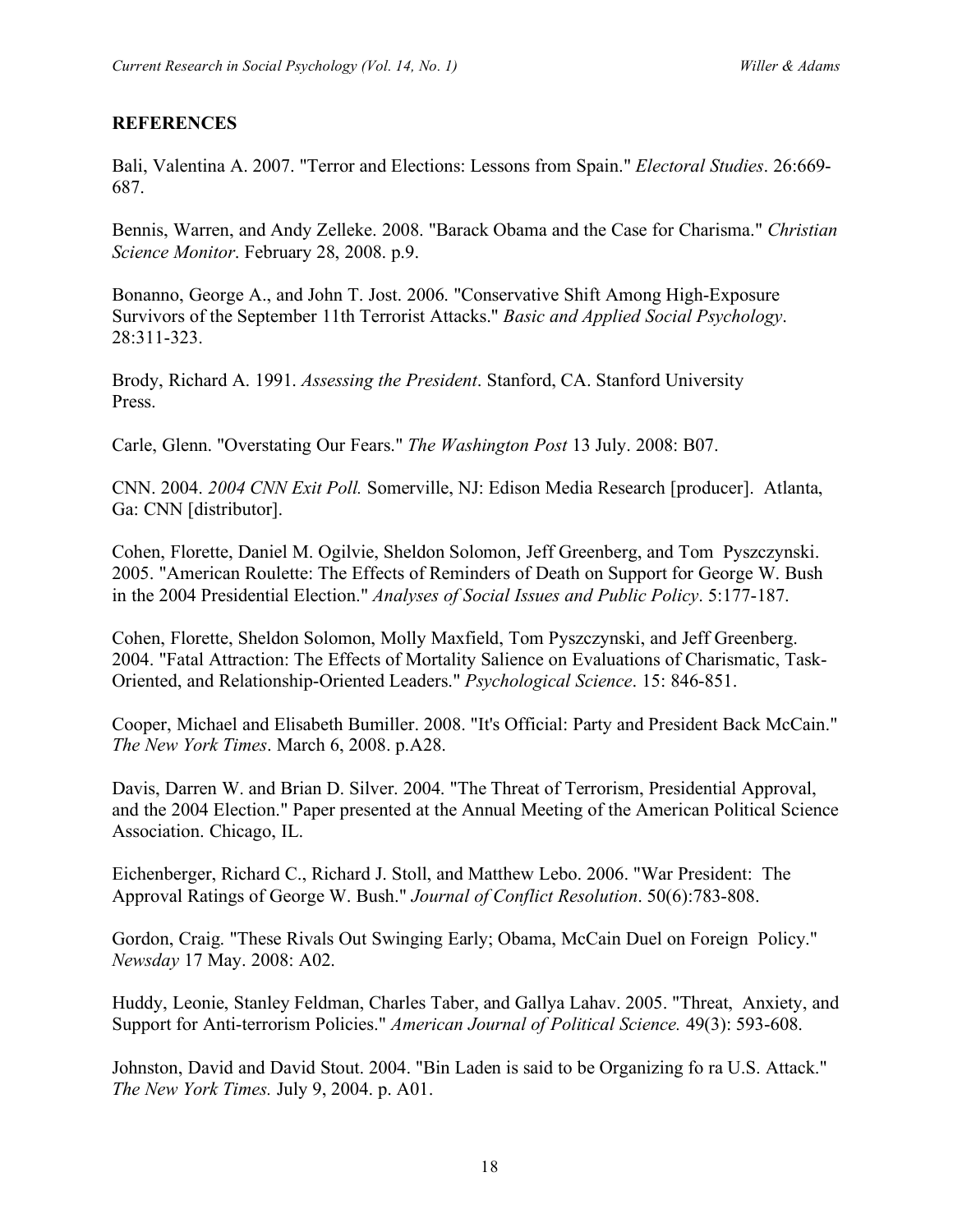## REFERENCES

Bali, Valentina A. 2007. "Terror and Elections: Lessons from Spain." *Electoral Studies*. 26:669-687.

Bennis, Warren, and Andy Zelleke. 2008. "Barack Obama and the Case for Charisma." *Christian Science Monitor*. February 28, 2008. p.9.

Bonanno, George A., and John T. Jost. 2006. "Conservative Shift Among High-Exposure Survivors of the September 11th Terrorist Attacks." *Basic and Applied Social Psychology*. 28:311-323.

Brody, Richard A. 1991. *Assessing the President*. Stanford, CA. Stanford University Press.

Carle, Glenn. "Overstating Our Fears." *The Washington Post* 13 July. 2008: B07.

CNN. 2004. *2004 CNN Exit Poll.* Somerville, NJ: Edison Media Research [producer]. Atlanta, Ga: CNN [distributor].

Cohen, Florette, Daniel M. Ogilvie, Sheldon Solomon, Jeff Greenberg, and Tom Pyszczynski. 2005. "American Roulette: The Effects of Reminders of Death on Support for George W. Bush in the 2004 Presidential Election." *Analyses of Social Issues and Public Policy*. 5:177-187.

Cohen, Florette, Sheldon Solomon, Molly Maxfield, Tom Pyszczynski, and Jeff Greenberg. 2004. "Fatal Attraction: The Effects of Mortality Salience on Evaluations of Charismatic, Task-Oriented, and Relationship-Oriented Leaders." *Psychological Science*. 15: 846-851.

Cooper, Michael and Elisabeth Bumiller. 2008. "It's Official: Party and President Back McCain." *The New York Times*. March 6, 2008. p.A28.

Davis, Darren W. and Brian D. Silver. 2004. "The Threat of Terrorism, Presidential Approval, and the 2004 Election." Paper presented at the Annual Meeting of the American Political Science Association. Chicago, IL.

Eichenberger, Richard C., Richard J. Stoll, and Matthew Lebo. 2006. "War President: The Approval Ratings of George W. Bush." *Journal of Conflict Resolution*. 50(6):783-808.

Gordon, Craig. "These Rivals Out Swinging Early; Obama, McCain Duel on Foreign Policy." *Newsday* 17 May. 2008: A02.

Huddy, Leonie, Stanley Feldman, Charles Taber, and Gallya Lahav. 2005. "Threat, Anxiety, and Support for Anti-terrorism Policies." *American Journal of Political Science.* 49(3): 593-608.

Johnston, David and David Stout. 2004. "Bin Laden is said to be Organizing fo ra U.S. Attack." *The New York Times.* July 9, 2004. p. A01.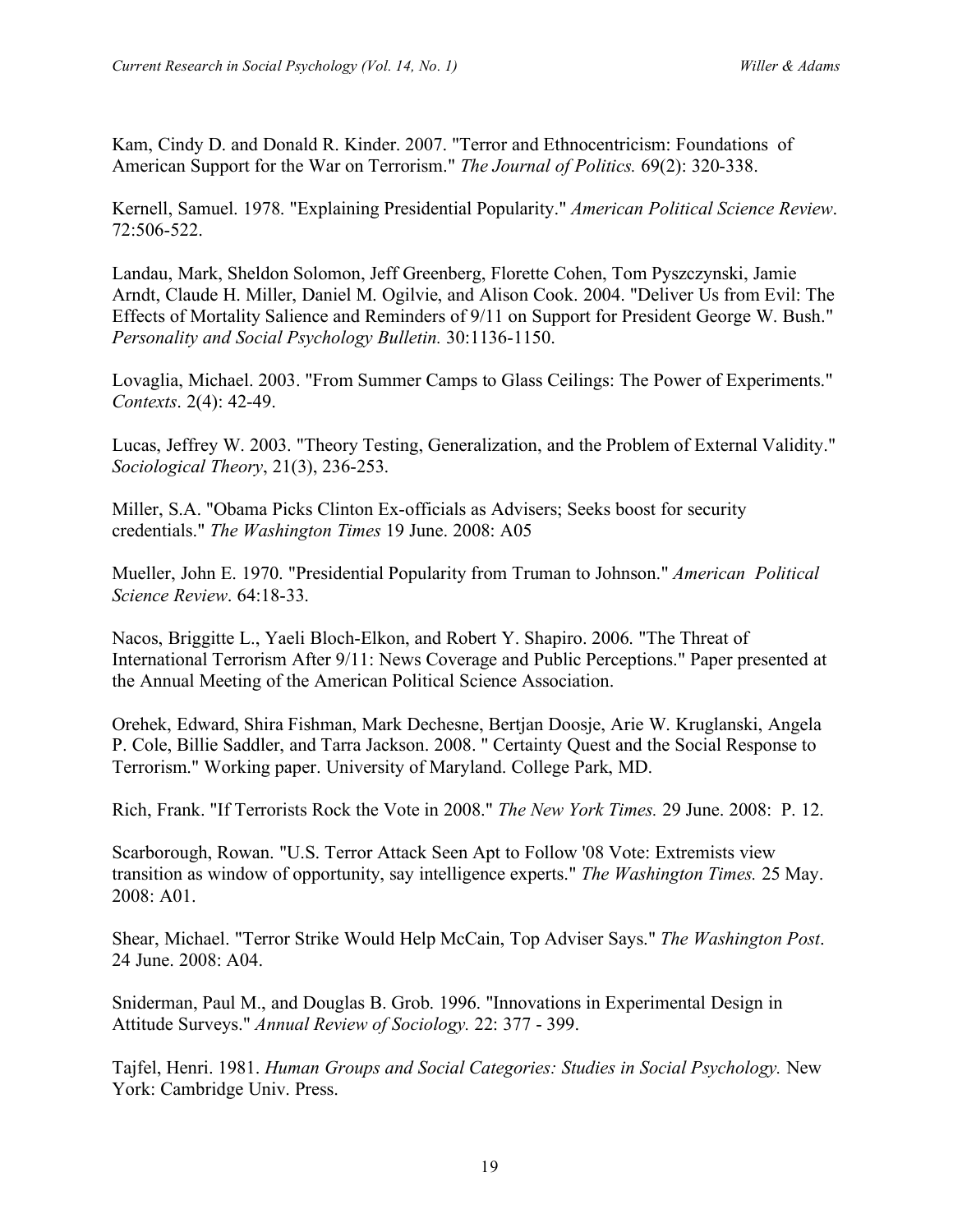Kam, Cindy D. and Donald R. Kinder. 2007. "Terror and Ethnocentricism: Foundations of American Support for the War on Terrorism." *The Journal of Politics.* 69(2): 320-338.

Kernell, Samuel. 1978. "Explaining Presidential Popularity." *American Political Science Review*. 72:506-522.

Landau, Mark, Sheldon Solomon, Jeff Greenberg, Florette Cohen, Tom Pyszczynski, Jamie Arndt, Claude H. Miller, Daniel M. Ogilvie, and Alison Cook. 2004. "Deliver Us from Evil: The Effects of Mortality Salience and Reminders of 9/11 on Support for President George W. Bush." *Personality and Social Psychology Bulletin.* 30:1136-1150.

Lovaglia, Michael. 2003. "From Summer Camps to Glass Ceilings: The Power of Experiments." *Contexts*. 2(4): 42-49.

Lucas, Jeffrey W. 2003. "Theory Testing, Generalization, and the Problem of External Validity." *Sociological Theory*, 21(3), 236-253.

Miller, S.A. "Obama Picks Clinton Ex-officials as Advisers; Seeks boost for security credentials." *The Washington Times* 19 June. 2008: A05

Mueller, John E. 1970. "Presidential Popularity from Truman to Johnson." *American Political Science Review*. 64:18-33.

Nacos, Briggitte L., Yaeli Bloch-Elkon, and Robert Y. Shapiro. 2006. "The Threat of International Terrorism After 9/11: News Coverage and Public Perceptions." Paper presented at the Annual Meeting of the American Political Science Association.

Orehek, Edward, Shira Fishman, Mark Dechesne, Bertjan Doosje, Arie W. Kruglanski, Angela P. Cole, Billie Saddler, and Tarra Jackson. 2008. " Certainty Quest and the Social Response to Terrorism." Working paper. University of Maryland. College Park, MD.

Rich, Frank. "If Terrorists Rock the Vote in 2008." *The New York Times.* 29 June. 2008: P. 12.

Scarborough, Rowan. "U.S. Terror Attack Seen Apt to Follow '08 Vote: Extremists view transition as window of opportunity, say intelligence experts." *The Washington Times.* 25 May. 2008: A01.

Shear, Michael. "Terror Strike Would Help McCain, Top Adviser Says." *The Washington Post*. 24 June. 2008: A04.

Sniderman, Paul M., and Douglas B. Grob. 1996. "Innovations in Experimental Design in Attitude Surveys." *Annual Review of Sociology.* 22: 377 - 399.

Tajfel, Henri. 1981. *Human Groups and Social Categories: Studies in Social Psychology.* New York: Cambridge Univ. Press.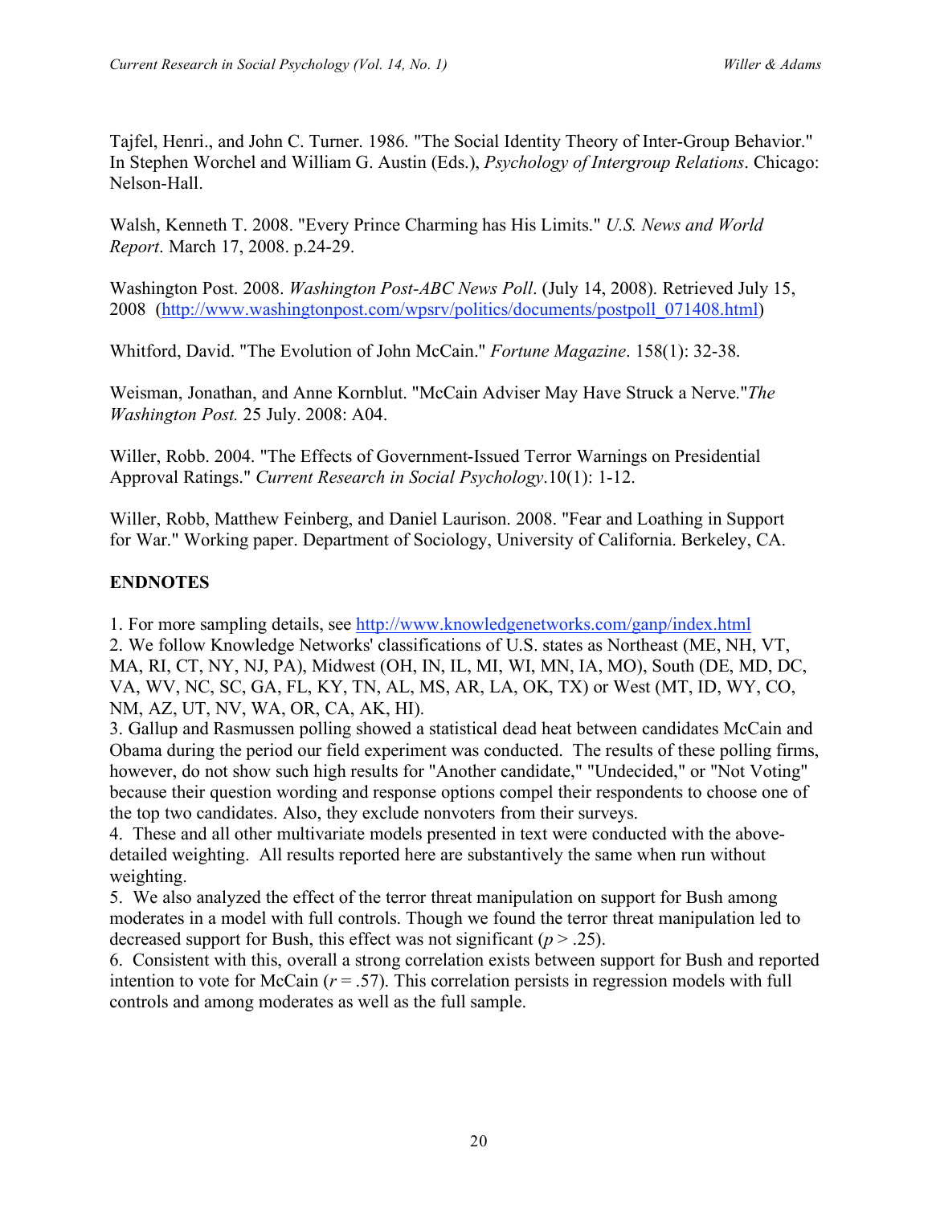Tajfel, Henri., and John C. Turner. 1986. "The Social Identity Theory of Inter-Group Behavior." In Stephen Worchel and William G. Austin (Eds.), *Psychology of Intergroup Relations*. Chicago: Nelson-Hall.

Walsh, Kenneth T. 2008. "Every Prince Charming has His Limits." *U.S. News and World Report*. March 17, 2008. p.24-29.

Washington Post. 2008. *Washington Post-ABC News Poll*. (July 14, 2008). Retrieved July 15, 2008 (http://www.washingtonpost.com/wpsrv/politics/documents/postpoll_071408.html)

Whitford, David. "The Evolution of John McCain." *Fortune Magazine*. 158(1): 32-38.

Weisman, Jonathan, and Anne Kornblut. "McCain Adviser May Have Struck a Nerve."*The Washington Post.* 25 July. 2008: A04.

Willer, Robb. 2004. "The Effects of Government-Issued Terror Warnings on Presidential Approval Ratings." *Current Research in Social Psychology*.10(1): 1-12.

Willer, Robb, Matthew Feinberg, and Daniel Laurison. 2008. "Fear and Loathing in Support for War." Working paper. Department of Sociology, University of California. Berkeley, CA.

## ENDNOTES

1. For more sampling details, see http://www.knowledgenetworks.com/ganp/index.html
2. We follow Knowledge Networks' classifications of U.S. states as Northeast (ME, NH, VT, MA, RI, CT, NY, NJ, PA), Midwest (OH, IN, IL, MI, WI, MN, IA, MO), South (DE, MD, DC, VA, WV, NC, SC, GA, FL, KY, TN, AL, MS, AR, LA, OK, TX) or West (MT, ID, WY, CO, NM, AZ, UT, NV, WA, OR, CA, AK, HI).
3. Gallup and Rasmussen polling showed a statistical dead heat between candidates McCain and Obama during the period our field experiment was conducted. The results of these polling firms, however, do not show such high results for "Another candidate," "Undecided," or "Not Voting" because their question wording and response options compel their respondents to choose one of the top two candidates. Also, they exclude nonvoters from their surveys.
4. These and all other multivariate models presented in text were conducted with the above-detailed weighting. All results reported here are substantively the same when run without weighting.
5. We also analyzed the effect of the terror threat manipulation on support for Bush among moderates in a model with full controls. Though we found the terror threat manipulation led to decreased support for Bush, this effect was not significant ($p > .25$).
6. Consistent with this, overall a strong correlation exists between support for Bush and reported intention to vote for McCain ($r = .57$). This correlation persists in regression models with full controls and among moderates as well as the full sample.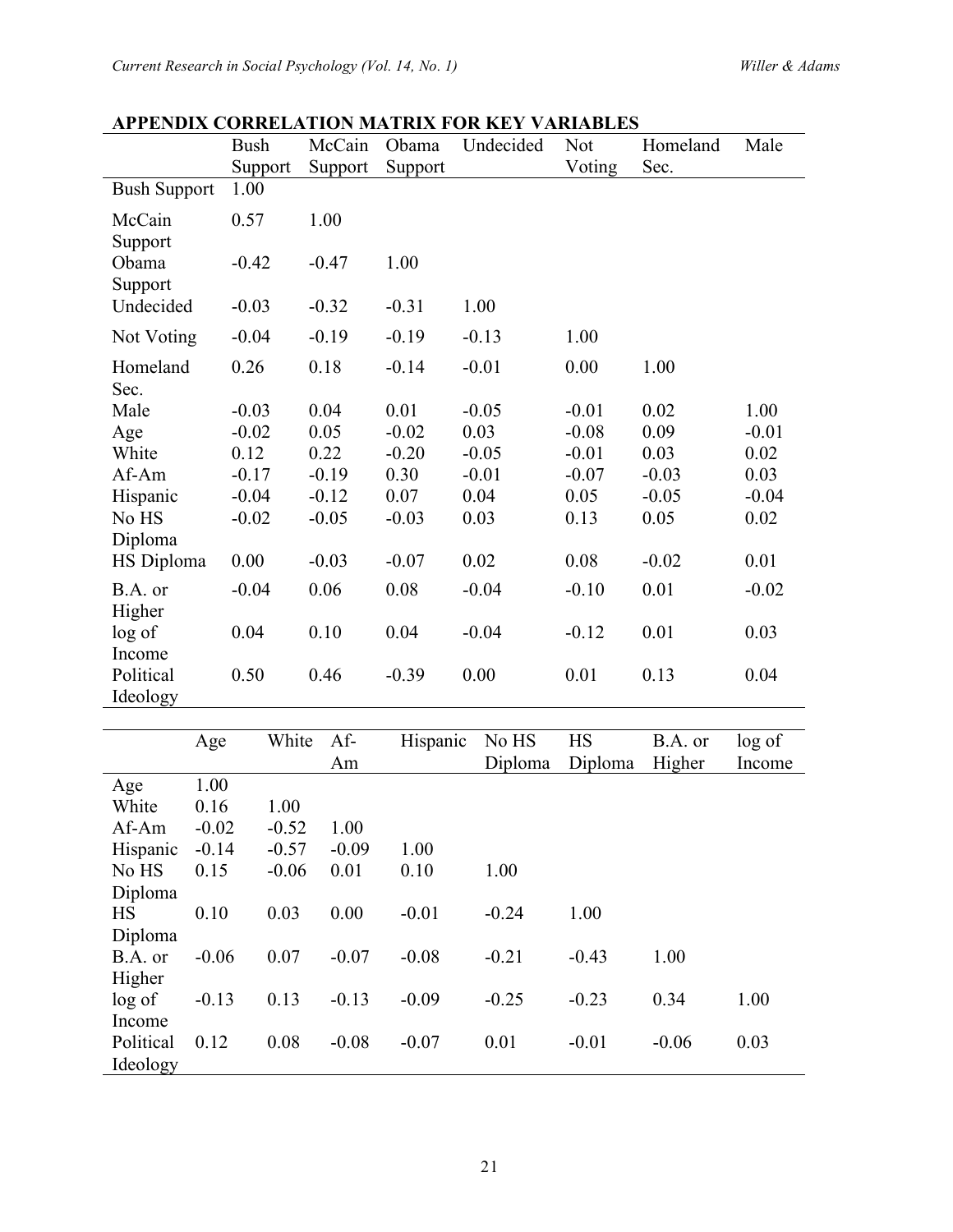**APPENDIX CORRELATION MATRIX FOR KEY VARIABLES**

| | Bush Support | McCain Support | Obama Support | Undecided | Not Voting | Homeland Sec. | Male |
|---|---|---|---|---|---|---|---|
| Bush Support | 1.00 | | | | | | |
| McCain Support | 0.57 | 1.00 | | | | | |
| Obama Support | -0.42 | -0.47 | 1.00 | | | | |
| Undecided | -0.03 | -0.32 | -0.31 | 1.00 | | | |
| Not Voting | -0.04 | -0.19 | -0.19 | -0.13 | 1.00 | | |
| Homeland Sec. | 0.26 | 0.18 | -0.14 | -0.01 | 0.00 | 1.00 | |
| Male | -0.03 | 0.04 | 0.01 | -0.05 | -0.01 | 0.02 | 1.00 |
| Age | -0.02 | 0.05 | -0.02 | 0.03 | -0.08 | 0.09 | -0.01 |
| White | 0.12 | 0.22 | -0.20 | -0.05 | -0.01 | 0.03 | 0.02 |
| Af-Am | -0.17 | -0.19 | 0.30 | -0.01 | -0.07 | -0.03 | 0.03 |
| Hispanic | -0.04 | -0.12 | 0.07 | 0.04 | 0.05 | -0.05 | -0.04 |
| No HS Diploma | -0.02 | -0.05 | -0.03 | 0.03 | 0.13 | 0.05 | 0.02 |
| HS Diploma | 0.00 | -0.03 | -0.07 | 0.02 | 0.08 | -0.02 | 0.01 |
| B.A. or Higher | -0.04 | 0.06 | 0.08 | -0.04 | -0.10 | 0.01 | -0.02 |
| log of Income | 0.04 | 0.10 | 0.04 | -0.04 | -0.12 | 0.01 | 0.03 |
| Political Ideology | 0.50 | 0.46 | -0.39 | 0.00 | 0.01 | 0.13 | 0.04 |

| | Age | White | Af-Am | Hispanic | No HS Diploma | HS Diploma | B.A. or Higher | log of Income |
|---|---|---|---|---|---|---|---|---|
| Age | 1.00 | | | | | | | |
| White | 0.16 | 1.00 | | | | | | |
| Af-Am | -0.02 | -0.52 | 1.00 | | | | | |
| Hispanic | -0.14 | -0.57 | -0.09 | 1.00 | | | | |
| No HS Diploma | 0.15 | -0.06 | 0.01 | 0.10 | 1.00 | | | |
| HS Diploma | 0.10 | 0.03 | 0.00 | -0.01 | -0.24 | 1.00 | | |
| B.A. or Higher | -0.06 | 0.07 | -0.07 | -0.08 | -0.21 | -0.43 | 1.00 | |
| log of Income | -0.13 | 0.13 | -0.13 | -0.09 | -0.25 | -0.23 | 0.34 | 1.00 |
| Political Ideology | 0.12 | 0.08 | -0.08 | -0.07 | 0.01 | -0.01 | -0.06 | 0.03 |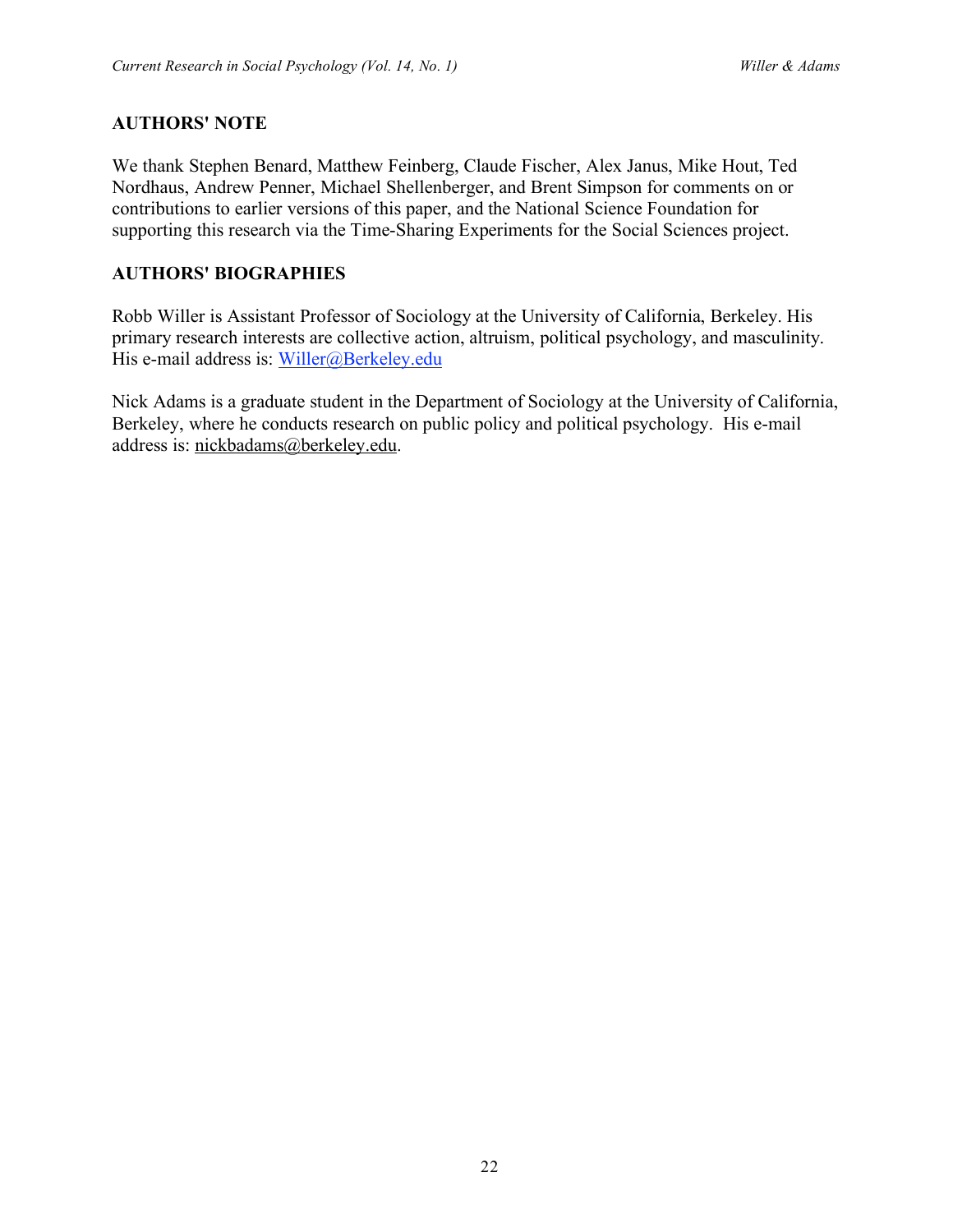## AUTHORS' NOTE

We thank Stephen Benard, Matthew Feinberg, Claude Fischer, Alex Janus, Mike Hout, Ted Nordhaus, Andrew Penner, Michael Shellenberger, and Brent Simpson for comments on or contributions to earlier versions of this paper, and the National Science Foundation for supporting this research via the Time-Sharing Experiments for the Social Sciences project.

## AUTHORS' BIOGRAPHIES

Robb Willer is Assistant Professor of Sociology at the University of California, Berkeley. His primary research interests are collective action, altruism, political psychology, and masculinity. His e-mail address is: Willer@Berkeley.edu

Nick Adams is a graduate student in the Department of Sociology at the University of California, Berkeley, where he conducts research on public policy and political psychology. His e-mail address is: nickbadams@berkeley.edu.